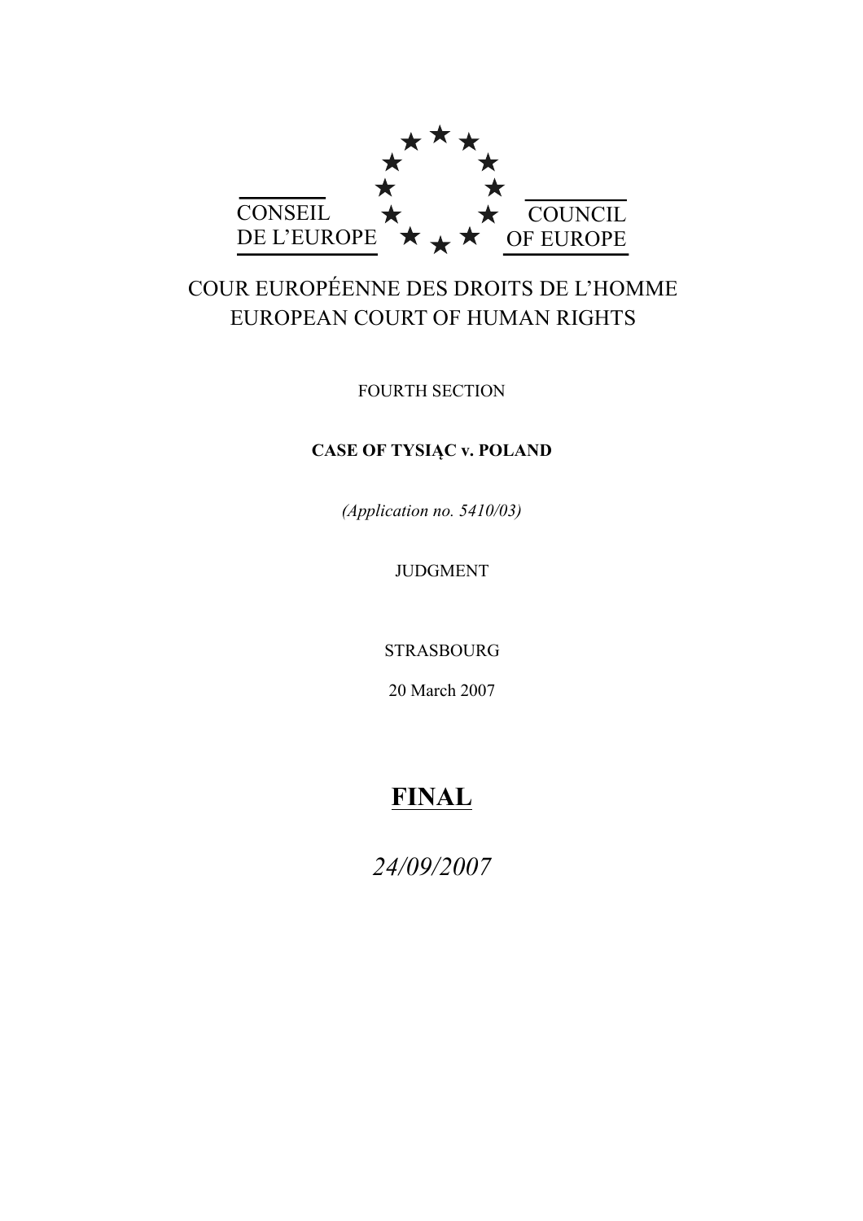CONSEIL DE L'EUROPE

COUNCIL OF EUROPE

COUR EUROPÉENNE DES DROITS DE L'HOMME
EUROPEAN COURT OF HUMAN RIGHTS

FOURTH SECTION

**CASE OF TYSIĄC v. POLAND**

*(Application no. 5410/03)*

JUDGMENT

STRASBOURG

20 March 2007

**FINAL**

*24/09/2007*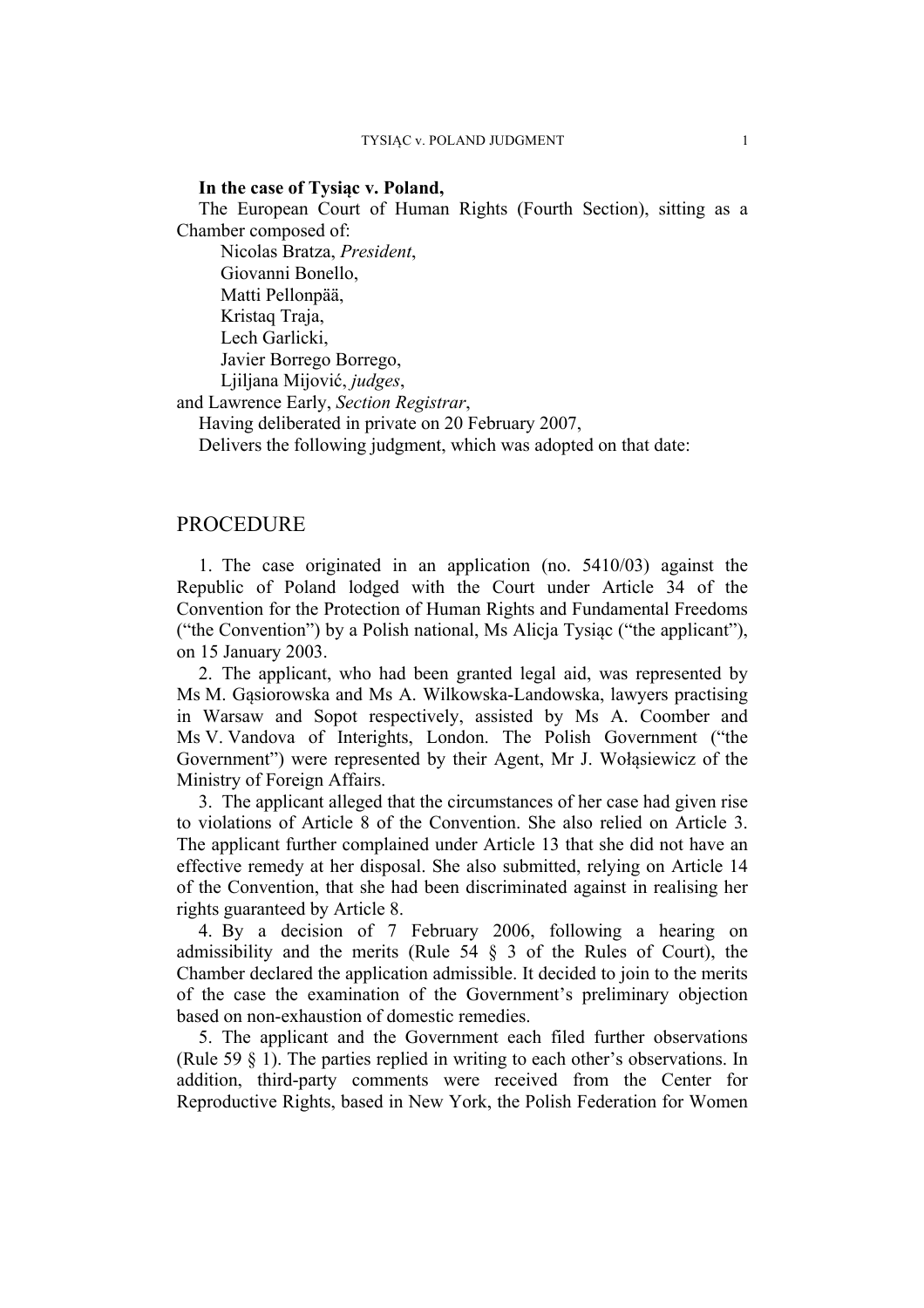**In the case of Tysiąc v. Poland,**

The European Court of Human Rights (Fourth Section), sitting as a Chamber composed of:

Nicolas Bratza, *President*,
Giovanni Bonello,
Matti Pellonpää,
Kristaq Traja,
Lech Garlicki,
Javier Borrego Borrego,
Ljiljana Mijović, *judges*,

and Lawrence Early, *Section Registrar*,

Having deliberated in private on 20 February 2007,

Delivers the following judgment, which was adopted on that date:

## PROCEDURE

1. The case originated in an application (no. 5410/03) against the Republic of Poland lodged with the Court under Article 34 of the Convention for the Protection of Human Rights and Fundamental Freedoms ("the Convention") by a Polish national, Ms Alicja Tysiąc ("the applicant"), on 15 January 2003.

2. The applicant, who had been granted legal aid, was represented by Ms M. Gąsiorowska and Ms A. Wilkowska-Landowska, lawyers practising in Warsaw and Sopot respectively, assisted by Ms A. Coomber and Ms V. Vandova of Interights, London. The Polish Government ("the Government") were represented by their Agent, Mr J. Wołąsiewicz of the Ministry of Foreign Affairs.

3. The applicant alleged that the circumstances of her case had given rise to violations of Article 8 of the Convention. She also relied on Article 3. The applicant further complained under Article 13 that she did not have an effective remedy at her disposal. She also submitted, relying on Article 14 of the Convention, that she had been discriminated against in realising her rights guaranteed by Article 8.

4. By a decision of 7 February 2006, following a hearing on admissibility and the merits (Rule 54 § 3 of the Rules of Court), the Chamber declared the application admissible. It decided to join to the merits of the case the examination of the Government's preliminary objection based on non-exhaustion of domestic remedies.

5. The applicant and the Government each filed further observations (Rule 59 § 1). The parties replied in writing to each other's observations. In addition, third-party comments were received from the Center for Reproductive Rights, based in New York, the Polish Federation for Women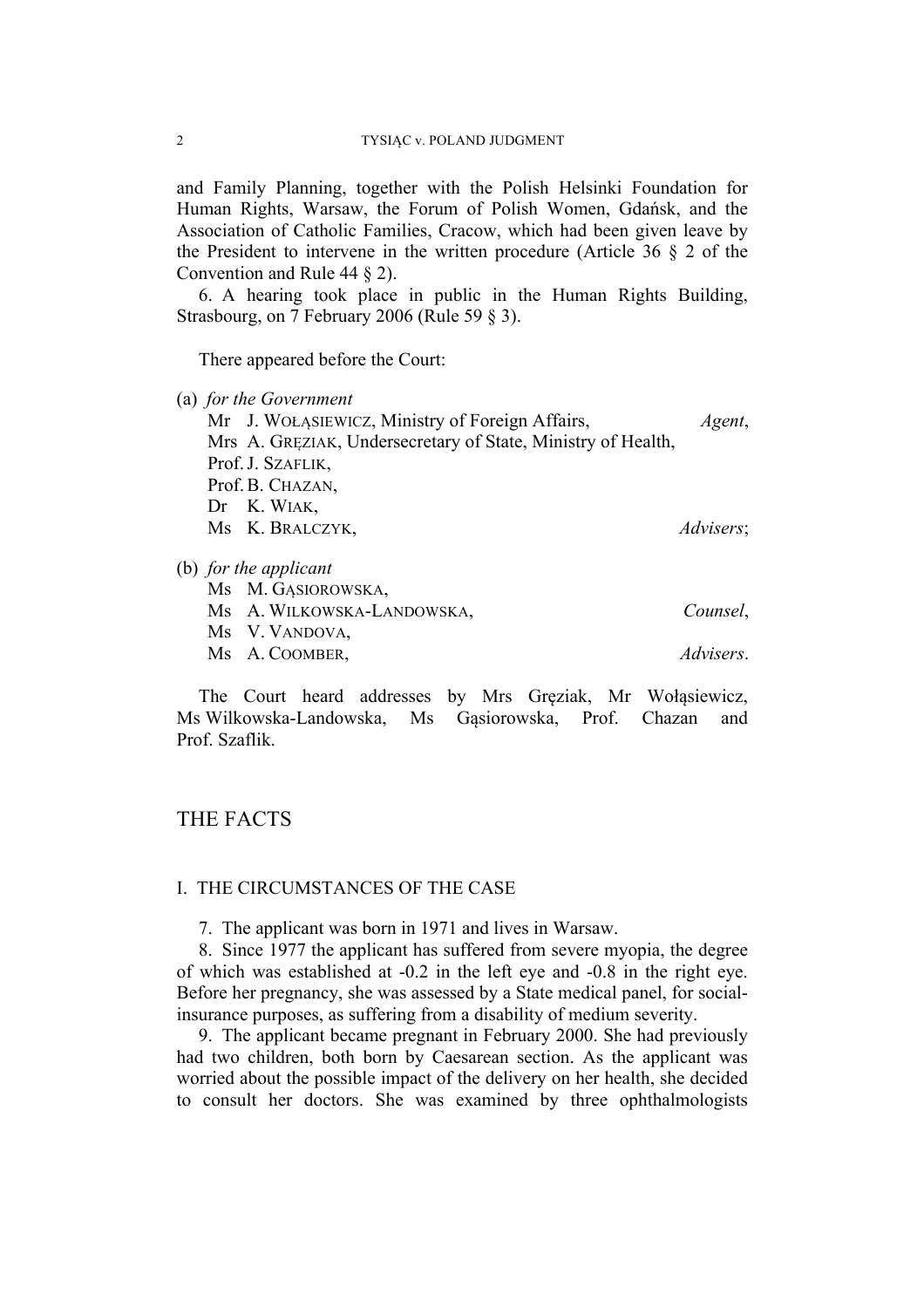and Family Planning, together with the Polish Helsinki Foundation for Human Rights, Warsaw, the Forum of Polish Women, Gdańsk, and the Association of Catholic Families, Cracow, which had been given leave by the President to intervene in the written procedure (Article 36 § 2 of the Convention and Rule 44 § 2).

6. A hearing took place in public in the Human Rights Building, Strasbourg, on 7 February 2006 (Rule 59 § 3).

There appeared before the Court:

(a) *for the Government*
Mr J. WOŁĄSIEWICZ, Ministry of Foreign Affairs, *Agent*,
Mrs A. GRĘZIAK, Undersecretary of State, Ministry of Health,
Prof. J. SZAFLIK,
Prof. B. CHAZAN,
Dr K. WIAK,
Ms K. BRALCZYK, *Advisers*;

(b) *for the applicant*
Ms M. GĄSIOROWSKA,
Ms A. WILKOWSKA-LANDOWSKA, *Counsel*,
Ms V. VANDOVA,
Ms A. COOMBER, *Advisers*.

The Court heard addresses by Mrs Gręziak, Mr Wołąsiewicz, Ms Wilkowska-Landowska, Ms Gąsiorowska, Prof. Chazan and Prof. Szaflik.

## THE FACTS

### I. THE CIRCUMSTANCES OF THE CASE

7. The applicant was born in 1971 and lives in Warsaw.

8. Since 1977 the applicant has suffered from severe myopia, the degree of which was established at -0.2 in the left eye and -0.8 in the right eye. Before her pregnancy, she was assessed by a State medical panel, for social-insurance purposes, as suffering from a disability of medium severity.

9. The applicant became pregnant in February 2000. She had previously had two children, both born by Caesarean section. As the applicant was worried about the possible impact of the delivery on her health, she decided to consult her doctors. She was examined by three ophthalmologists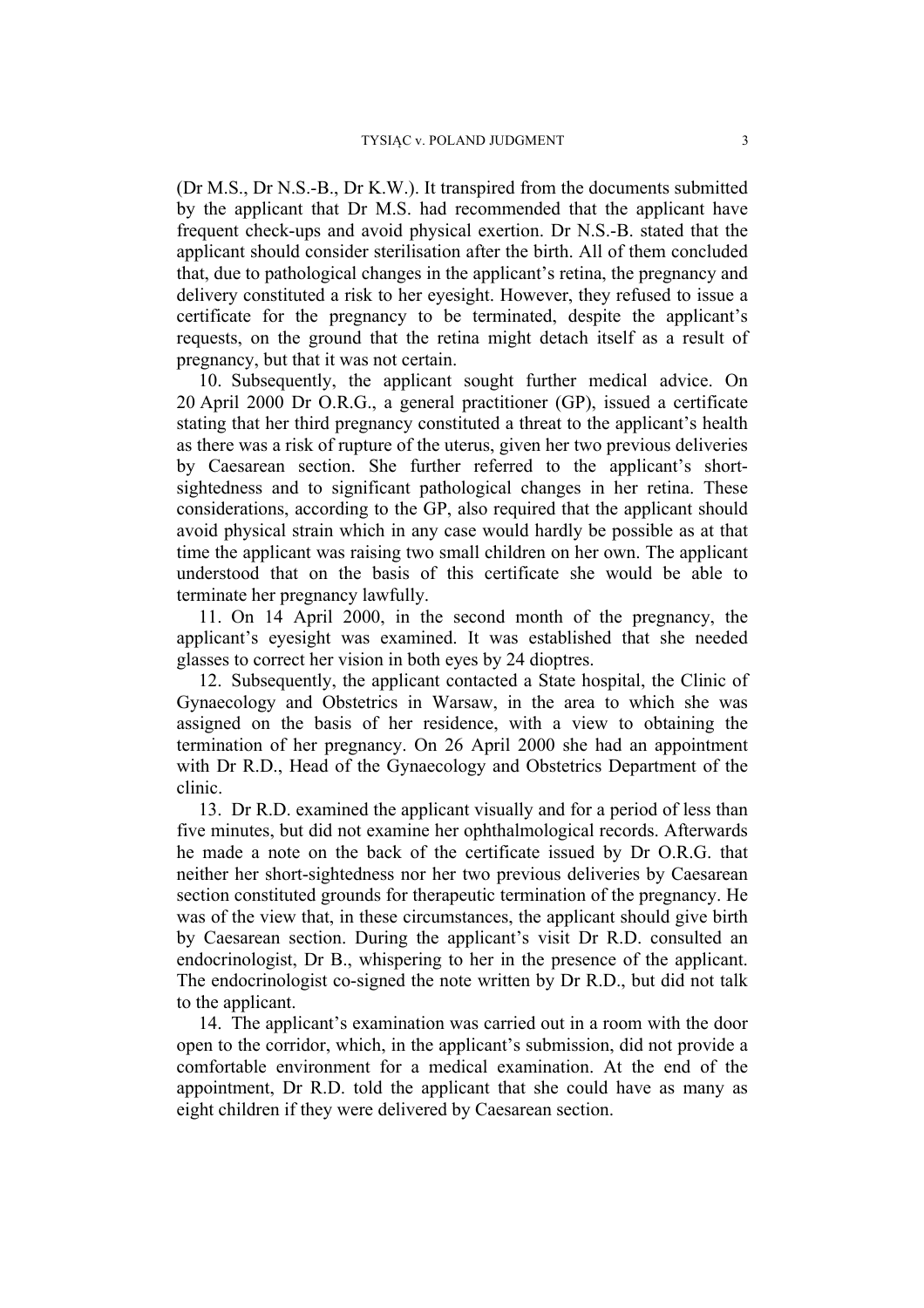(Dr M.S., Dr N.S.-B., Dr K.W.). It transpired from the documents submitted by the applicant that Dr M.S. had recommended that the applicant have frequent check-ups and avoid physical exertion. Dr N.S.-B. stated that the applicant should consider sterilisation after the birth. All of them concluded that, due to pathological changes in the applicant's retina, the pregnancy and delivery constituted a risk to her eyesight. However, they refused to issue a certificate for the pregnancy to be terminated, despite the applicant's requests, on the ground that the retina might detach itself as a result of pregnancy, but that it was not certain.

10. Subsequently, the applicant sought further medical advice. On 20 April 2000 Dr O.R.G., a general practitioner (GP), issued a certificate stating that her third pregnancy constituted a threat to the applicant's health as there was a risk of rupture of the uterus, given her two previous deliveries by Caesarean section. She further referred to the applicant's short-sightedness and to significant pathological changes in her retina. These considerations, according to the GP, also required that the applicant should avoid physical strain which in any case would hardly be possible as at that time the applicant was raising two small children on her own. The applicant understood that on the basis of this certificate she would be able to terminate her pregnancy lawfully.

11. On 14 April 2000, in the second month of the pregnancy, the applicant's eyesight was examined. It was established that she needed glasses to correct her vision in both eyes by 24 dioptres.

12. Subsequently, the applicant contacted a State hospital, the Clinic of Gynaecology and Obstetrics in Warsaw, in the area to which she was assigned on the basis of her residence, with a view to obtaining the termination of her pregnancy. On 26 April 2000 she had an appointment with Dr R.D., Head of the Gynaecology and Obstetrics Department of the clinic.

13. Dr R.D. examined the applicant visually and for a period of less than five minutes, but did not examine her ophthalmological records. Afterwards he made a note on the back of the certificate issued by Dr O.R.G. that neither her short-sightedness nor her two previous deliveries by Caesarean section constituted grounds for therapeutic termination of the pregnancy. He was of the view that, in these circumstances, the applicant should give birth by Caesarean section. During the applicant's visit Dr R.D. consulted an endocrinologist, Dr B., whispering to her in the presence of the applicant. The endocrinologist co-signed the note written by Dr R.D., but did not talk to the applicant.

14. The applicant's examination was carried out in a room with the door open to the corridor, which, in the applicant's submission, did not provide a comfortable environment for a medical examination. At the end of the appointment, Dr R.D. told the applicant that she could have as many as eight children if they were delivered by Caesarean section.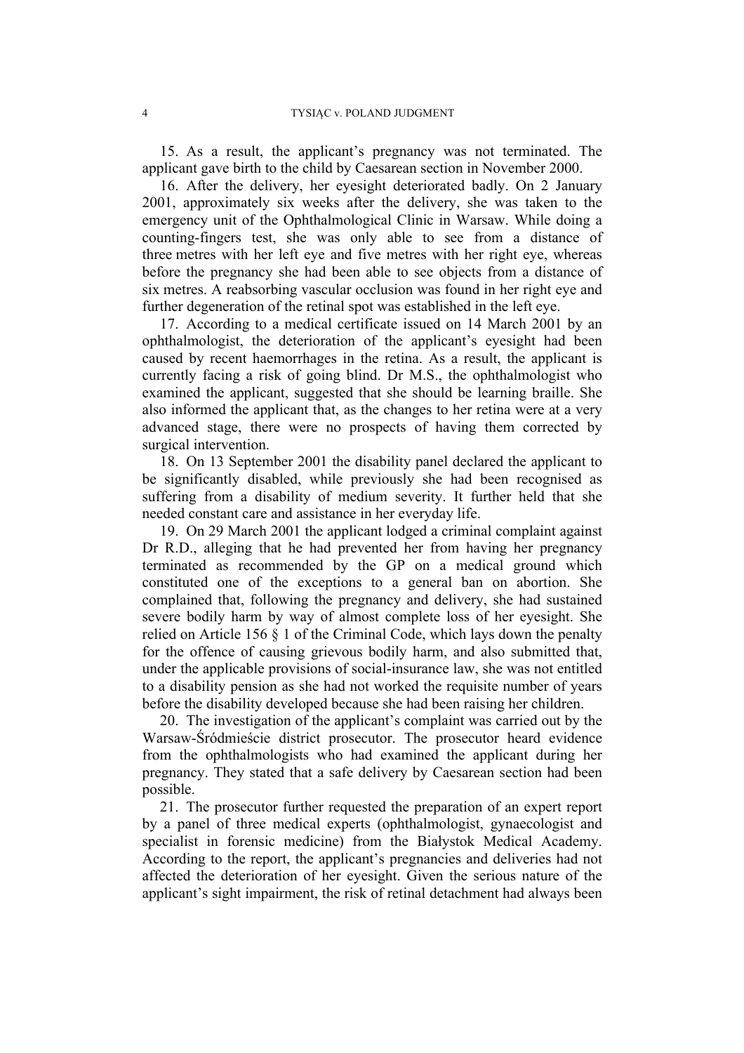15. As a result, the applicant's pregnancy was not terminated. The applicant gave birth to the child by Caesarean section in November 2000.

16. After the delivery, her eyesight deteriorated badly. On 2 January 2001, approximately six weeks after the delivery, she was taken to the emergency unit of the Ophthalmological Clinic in Warsaw. While doing a counting-fingers test, she was only able to see from a distance of three metres with her left eye and five metres with her right eye, whereas before the pregnancy she had been able to see objects from a distance of six metres. A reabsorbing vascular occlusion was found in her right eye and further degeneration of the retinal spot was established in the left eye.

17. According to a medical certificate issued on 14 March 2001 by an ophthalmologist, the deterioration of the applicant's eyesight had been caused by recent haemorrhages in the retina. As a result, the applicant is currently facing a risk of going blind. Dr M.S., the ophthalmologist who examined the applicant, suggested that she should be learning braille. She also informed the applicant that, as the changes to her retina were at a very advanced stage, there were no prospects of having them corrected by surgical intervention.

18. On 13 September 2001 the disability panel declared the applicant to be significantly disabled, while previously she had been recognised as suffering from a disability of medium severity. It further held that she needed constant care and assistance in her everyday life.

19. On 29 March 2001 the applicant lodged a criminal complaint against Dr R.D., alleging that he had prevented her from having her pregnancy terminated as recommended by the GP on a medical ground which constituted one of the exceptions to a general ban on abortion. She complained that, following the pregnancy and delivery, she had sustained severe bodily harm by way of almost complete loss of her eyesight. She relied on Article 156 § 1 of the Criminal Code, which lays down the penalty for the offence of causing grievous bodily harm, and also submitted that, under the applicable provisions of social-insurance law, she was not entitled to a disability pension as she had not worked the requisite number of years before the disability developed because she had been raising her children.

20. The investigation of the applicant's complaint was carried out by the Warsaw-Śródmieście district prosecutor. The prosecutor heard evidence from the ophthalmologists who had examined the applicant during her pregnancy. They stated that a safe delivery by Caesarean section had been possible.

21. The prosecutor further requested the preparation of an expert report by a panel of three medical experts (ophthalmologist, gynaecologist and specialist in forensic medicine) from the Białystok Medical Academy. According to the report, the applicant's pregnancies and deliveries had not affected the deterioration of her eyesight. Given the serious nature of the applicant's sight impairment, the risk of retinal detachment had always been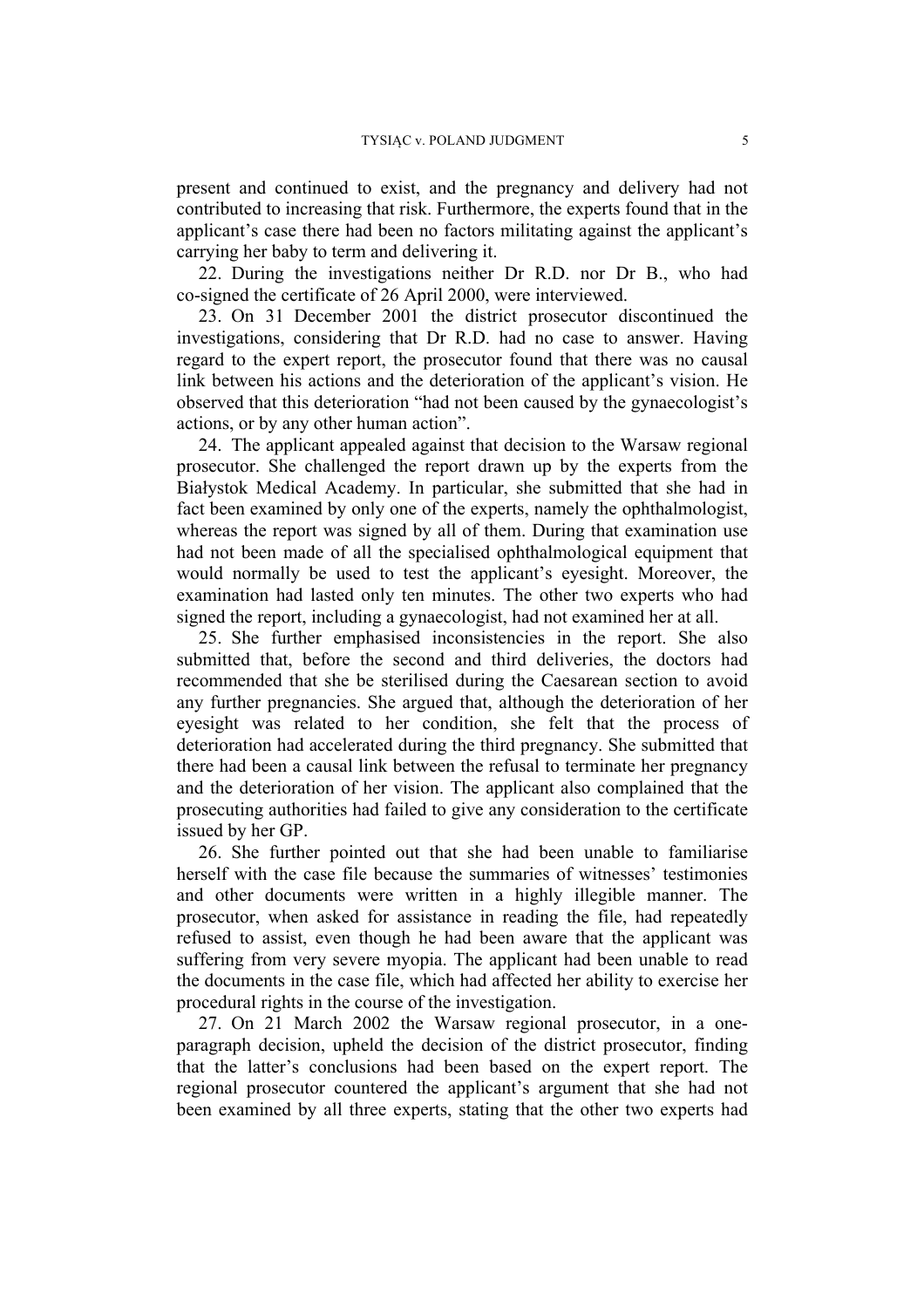present and continued to exist, and the pregnancy and delivery had not contributed to increasing that risk. Furthermore, the experts found that in the applicant's case there had been no factors militating against the applicant's carrying her baby to term and delivering it.

22. During the investigations neither Dr R.D. nor Dr B., who had co-signed the certificate of 26 April 2000, were interviewed.

23. On 31 December 2001 the district prosecutor discontinued the investigations, considering that Dr R.D. had no case to answer. Having regard to the expert report, the prosecutor found that there was no causal link between his actions and the deterioration of the applicant's vision. He observed that this deterioration "had not been caused by the gynaecologist's actions, or by any other human action".

24. The applicant appealed against that decision to the Warsaw regional prosecutor. She challenged the report drawn up by the experts from the Białystok Medical Academy. In particular, she submitted that she had in fact been examined by only one of the experts, namely the ophthalmologist, whereas the report was signed by all of them. During that examination use had not been made of all the specialised ophthalmological equipment that would normally be used to test the applicant's eyesight. Moreover, the examination had lasted only ten minutes. The other two experts who had signed the report, including a gynaecologist, had not examined her at all.

25. She further emphasised inconsistencies in the report. She also submitted that, before the second and third deliveries, the doctors had recommended that she be sterilised during the Caesarean section to avoid any further pregnancies. She argued that, although the deterioration of her eyesight was related to her condition, she felt that the process of deterioration had accelerated during the third pregnancy. She submitted that there had been a causal link between the refusal to terminate her pregnancy and the deterioration of her vision. The applicant also complained that the prosecuting authorities had failed to give any consideration to the certificate issued by her GP.

26. She further pointed out that she had been unable to familiarise herself with the case file because the summaries of witnesses' testimonies and other documents were written in a highly illegible manner. The prosecutor, when asked for assistance in reading the file, had repeatedly refused to assist, even though he had been aware that the applicant was suffering from very severe myopia. The applicant had been unable to read the documents in the case file, which had affected her ability to exercise her procedural rights in the course of the investigation.

27. On 21 March 2002 the Warsaw regional prosecutor, in a one-paragraph decision, upheld the decision of the district prosecutor, finding that the latter's conclusions had been based on the expert report. The regional prosecutor countered the applicant's argument that she had not been examined by all three experts, stating that the other two experts had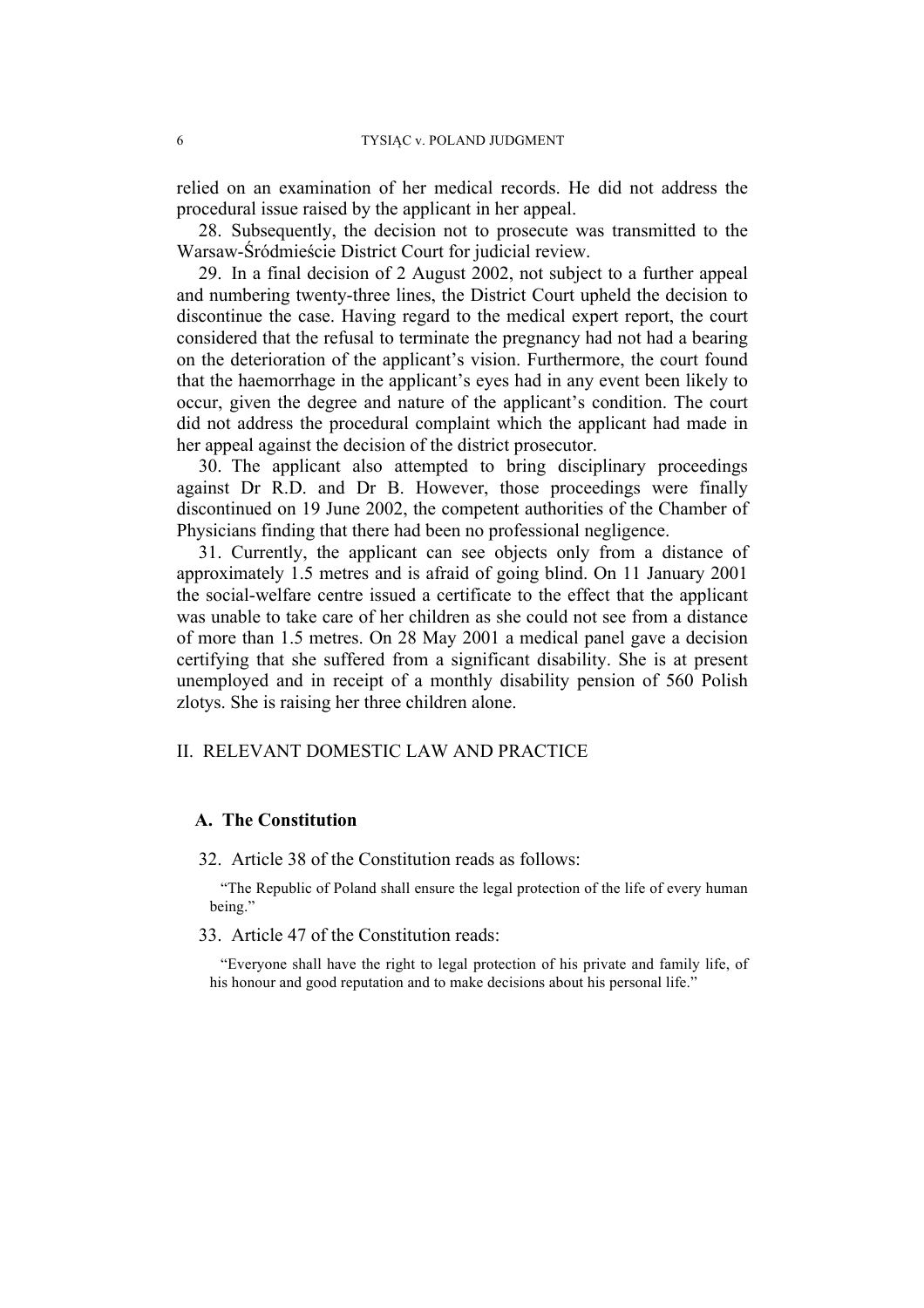relied on an examination of her medical records. He did not address the procedural issue raised by the applicant in her appeal.

28. Subsequently, the decision not to prosecute was transmitted to the Warsaw-Śródmieście District Court for judicial review.

29. In a final decision of 2 August 2002, not subject to a further appeal and numbering twenty-three lines, the District Court upheld the decision to discontinue the case. Having regard to the medical expert report, the court considered that the refusal to terminate the pregnancy had not had a bearing on the deterioration of the applicant's vision. Furthermore, the court found that the haemorrhage in the applicant's eyes had in any event been likely to occur, given the degree and nature of the applicant's condition. The court did not address the procedural complaint which the applicant had made in her appeal against the decision of the district prosecutor.

30. The applicant also attempted to bring disciplinary proceedings against Dr R.D. and Dr B. However, those proceedings were finally discontinued on 19 June 2002, the competent authorities of the Chamber of Physicians finding that there had been no professional negligence.

31. Currently, the applicant can see objects only from a distance of approximately 1.5 metres and is afraid of going blind. On 11 January 2001 the social-welfare centre issued a certificate to the effect that the applicant was unable to take care of her children as she could not see from a distance of more than 1.5 metres. On 28 May 2001 a medical panel gave a decision certifying that she suffered from a significant disability. She is at present unemployed and in receipt of a monthly disability pension of 560 Polish zlotys. She is raising her three children alone.

## II. RELEVANT DOMESTIC LAW AND PRACTICE

### A. The Constitution

32. Article 38 of the Constitution reads as follows:

> "The Republic of Poland shall ensure the legal protection of the life of every human being."

33. Article 47 of the Constitution reads:

> "Everyone shall have the right to legal protection of his private and family life, of his honour and good reputation and to make decisions about his personal life."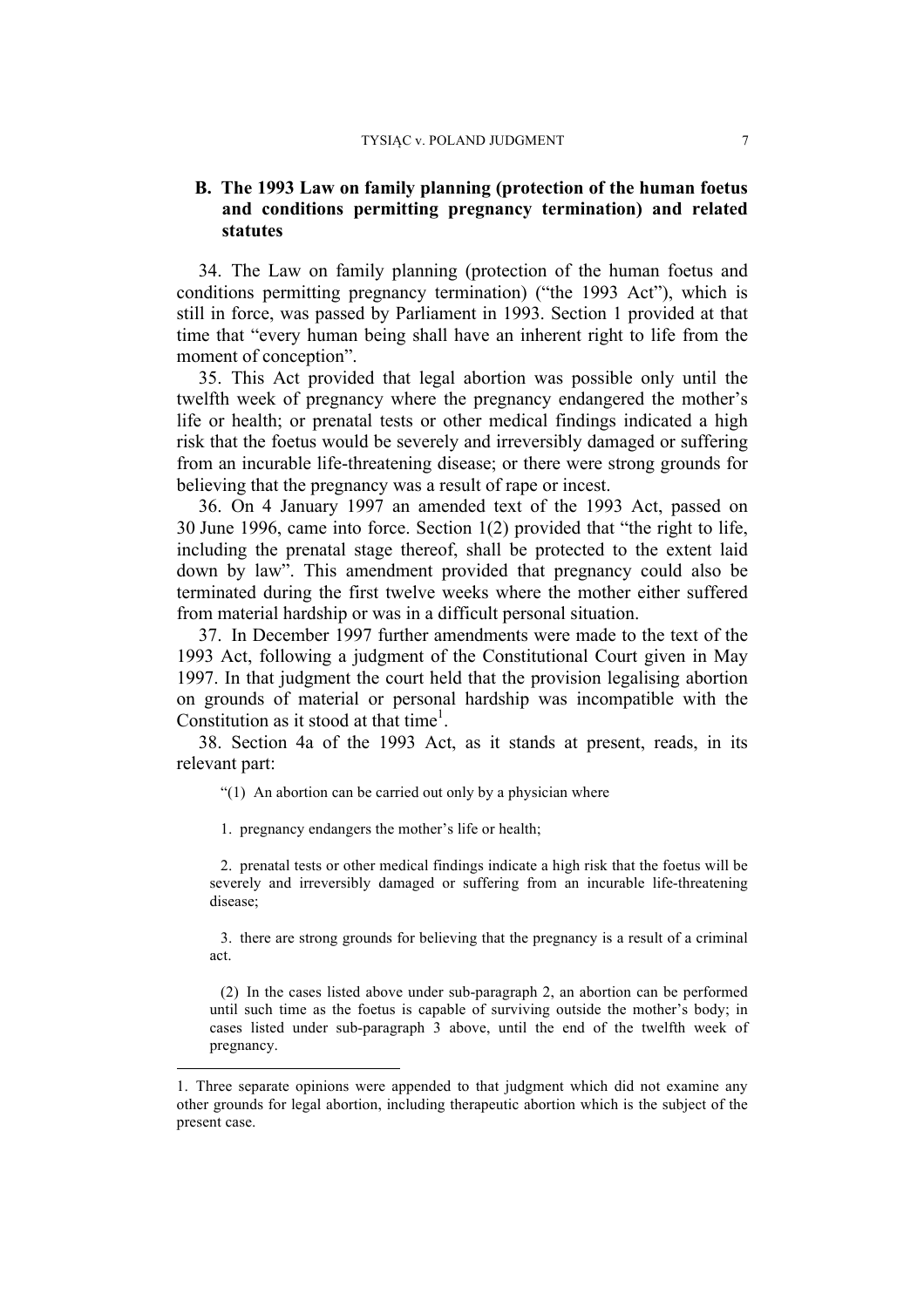## B. The 1993 Law on family planning (protection of the human foetus and conditions permitting pregnancy termination) and related statutes

34. The Law on family planning (protection of the human foetus and conditions permitting pregnancy termination) ("the 1993 Act"), which is still in force, was passed by Parliament in 1993. Section 1 provided at that time that "every human being shall have an inherent right to life from the moment of conception".

35. This Act provided that legal abortion was possible only until the twelfth week of pregnancy where the pregnancy endangered the mother's life or health; or prenatal tests or other medical findings indicated a high risk that the foetus would be severely and irreversibly damaged or suffering from an incurable life-threatening disease; or there were strong grounds for believing that the pregnancy was a result of rape or incest.

36. On 4 January 1997 an amended text of the 1993 Act, passed on 30 June 1996, came into force. Section 1(2) provided that "the right to life, including the prenatal stage thereof, shall be protected to the extent laid down by law". This amendment provided that pregnancy could also be terminated during the first twelve weeks where the mother either suffered from material hardship or was in a difficult personal situation.

37. In December 1997 further amendments were made to the text of the 1993 Act, following a judgment of the Constitutional Court given in May 1997. In that judgment the court held that the provision legalising abortion on grounds of material or personal hardship was incompatible with the Constitution as it stood at that time[1].

38. Section 4a of the 1993 Act, as it stands at present, reads, in its relevant part:

> "(1) An abortion can be carried out only by a physician where
>
> 1. pregnancy endangers the mother's life or health;
>
> 2. prenatal tests or other medical findings indicate a high risk that the foetus will be severely and irreversibly damaged or suffering from an incurable life-threatening disease;
>
> 3. there are strong grounds for believing that the pregnancy is a result of a criminal act.
>
> (2) In the cases listed above under sub-paragraph 2, an abortion can be performed until such time as the foetus is capable of surviving outside the mother's body; in cases listed under sub-paragraph 3 above, until the end of the twelfth week of pregnancy.

---

1. Three separate opinions were appended to that judgment which did not examine any other grounds for legal abortion, including therapeutic abortion which is the subject of the present case.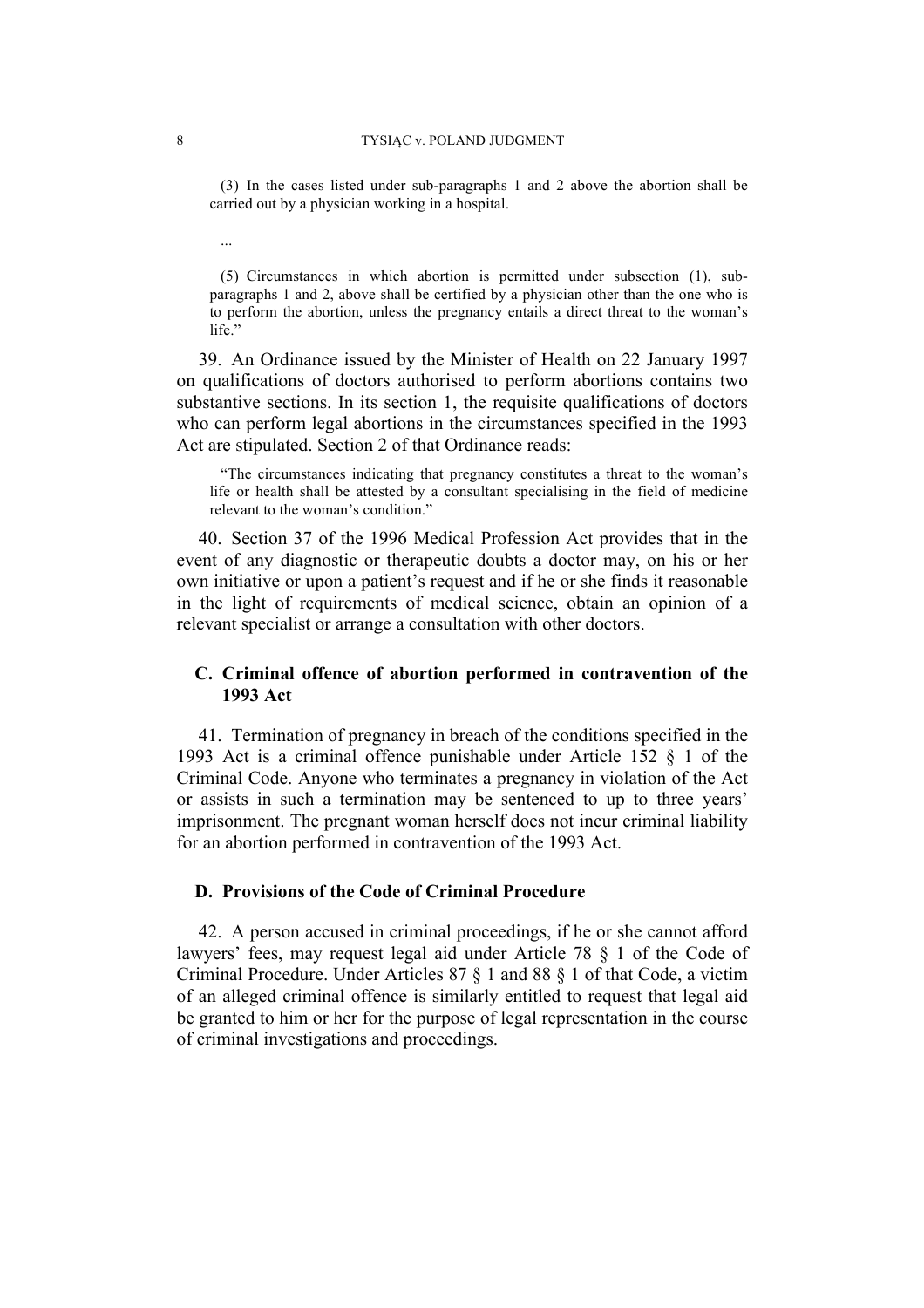> (3) In the cases listed under sub-paragraphs 1 and 2 above the abortion shall be carried out by a physician working in a hospital.
>
> ...
>
> (5) Circumstances in which abortion is permitted under subsection (1), sub-paragraphs 1 and 2, above shall be certified by a physician other than the one who is to perform the abortion, unless the pregnancy entails a direct threat to the woman's life."

39. An Ordinance issued by the Minister of Health on 22 January 1997 on qualifications of doctors authorised to perform abortions contains two substantive sections. In its section 1, the requisite qualifications of doctors who can perform legal abortions in the circumstances specified in the 1993 Act are stipulated. Section 2 of that Ordinance reads:

> "The circumstances indicating that pregnancy constitutes a threat to the woman's life or health shall be attested by a consultant specialising in the field of medicine relevant to the woman's condition."

40. Section 37 of the 1996 Medical Profession Act provides that in the event of any diagnostic or therapeutic doubts a doctor may, on his or her own initiative or upon a patient's request and if he or she finds it reasonable in the light of requirements of medical science, obtain an opinion of a relevant specialist or arrange a consultation with other doctors.

### C. Criminal offence of abortion performed in contravention of the 1993 Act

41. Termination of pregnancy in breach of the conditions specified in the 1993 Act is a criminal offence punishable under Article 152 § 1 of the Criminal Code. Anyone who terminates a pregnancy in violation of the Act or assists in such a termination may be sentenced to up to three years' imprisonment. The pregnant woman herself does not incur criminal liability for an abortion performed in contravention of the 1993 Act.

### D. Provisions of the Code of Criminal Procedure

42. A person accused in criminal proceedings, if he or she cannot afford lawyers' fees, may request legal aid under Article 78 § 1 of the Code of Criminal Procedure. Under Articles 87 § 1 and 88 § 1 of that Code, a victim of an alleged criminal offence is similarly entitled to request that legal aid be granted to him or her for the purpose of legal representation in the course of criminal investigations and proceedings.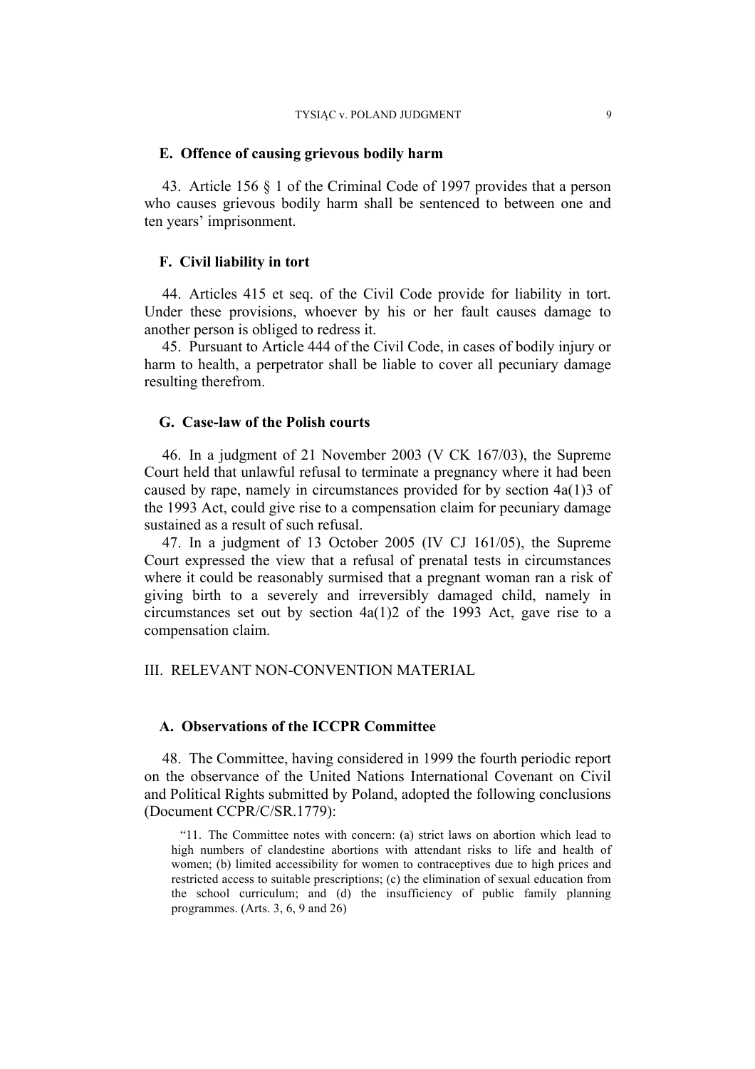### E. Offence of causing grievous bodily harm

43. Article 156 § 1 of the Criminal Code of 1997 provides that a person who causes grievous bodily harm shall be sentenced to between one and ten years' imprisonment.

### F. Civil liability in tort

44. Articles 415 et seq. of the Civil Code provide for liability in tort. Under these provisions, whoever by his or her fault causes damage to another person is obliged to redress it.

45. Pursuant to Article 444 of the Civil Code, in cases of bodily injury or harm to health, a perpetrator shall be liable to cover all pecuniary damage resulting therefrom.

### G. Case-law of the Polish courts

46. In a judgment of 21 November 2003 (V CK 167/03), the Supreme Court held that unlawful refusal to terminate a pregnancy where it had been caused by rape, namely in circumstances provided for by section 4a(1)3 of the 1993 Act, could give rise to a compensation claim for pecuniary damage sustained as a result of such refusal.

47. In a judgment of 13 October 2005 (IV CJ 161/05), the Supreme Court expressed the view that a refusal of prenatal tests in circumstances where it could be reasonably surmised that a pregnant woman ran a risk of giving birth to a severely and irreversibly damaged child, namely in circumstances set out by section 4a(1)2 of the 1993 Act, gave rise to a compensation claim.

## III. RELEVANT NON-CONVENTION MATERIAL

### A. Observations of the ICCPR Committee

48. The Committee, having considered in 1999 the fourth periodic report on the observance of the United Nations International Covenant on Civil and Political Rights submitted by Poland, adopted the following conclusions (Document CCPR/C/SR.1779):

> "11. The Committee notes with concern: (a) strict laws on abortion which lead to high numbers of clandestine abortions with attendant risks to life and health of women; (b) limited accessibility for women to contraceptives due to high prices and restricted access to suitable prescriptions; (c) the elimination of sexual education from the school curriculum; and (d) the insufficiency of public family planning programmes. (Arts. 3, 6, 9 and 26)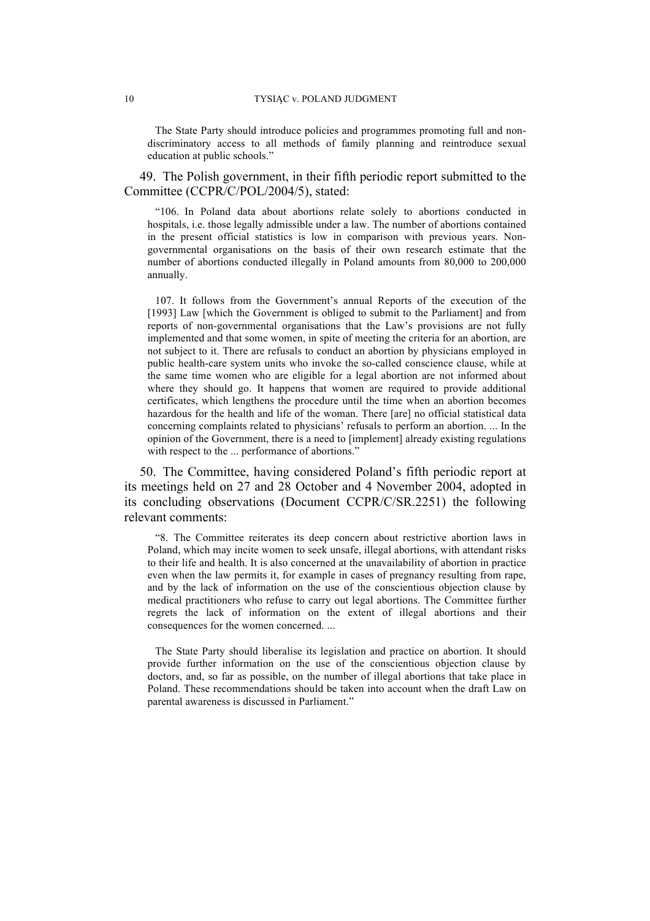The State Party should introduce policies and programmes promoting full and non-discriminatory access to all methods of family planning and reintroduce sexual education at public schools."

49. The Polish government, in their fifth periodic report submitted to the Committee (CCPR/C/POL/2004/5), stated:

> "106. In Poland data about abortions relate solely to abortions conducted in hospitals, i.e. those legally admissible under a law. The number of abortions contained in the present official statistics is low in comparison with previous years. Non-governmental organisations on the basis of their own research estimate that the number of abortions conducted illegally in Poland amounts from 80,000 to 200,000 annually.
>
> 107. It follows from the Government's annual Reports of the execution of the [1993] Law [which the Government is obliged to submit to the Parliament] and from reports of non-governmental organisations that the Law's provisions are not fully implemented and that some women, in spite of meeting the criteria for an abortion, are not subject to it. There are refusals to conduct an abortion by physicians employed in public health-care system units who invoke the so-called conscience clause, while at the same time women who are eligible for a legal abortion are not informed about where they should go. It happens that women are required to provide additional certificates, which lengthens the procedure until the time when an abortion becomes hazardous for the health and life of the woman. There [are] no official statistical data concerning complaints related to physicians' refusals to perform an abortion. ... In the opinion of the Government, there is a need to [implement] already existing regulations with respect to the ... performance of abortions."

50. The Committee, having considered Poland's fifth periodic report at its meetings held on 27 and 28 October and 4 November 2004, adopted in its concluding observations (Document CCPR/C/SR.2251) the following relevant comments:

> "8. The Committee reiterates its deep concern about restrictive abortion laws in Poland, which may incite women to seek unsafe, illegal abortions, with attendant risks to their life and health. It is also concerned at the unavailability of abortion in practice even when the law permits it, for example in cases of pregnancy resulting from rape, and by the lack of information on the use of the conscientious objection clause by medical practitioners who refuse to carry out legal abortions. The Committee further regrets the lack of information on the extent of illegal abortions and their consequences for the women concerned. ...
>
> The State Party should liberalise its legislation and practice on abortion. It should provide further information on the use of the conscientious objection clause by doctors, and, so far as possible, on the number of illegal abortions that take place in Poland. These recommendations should be taken into account when the draft Law on parental awareness is discussed in Parliament."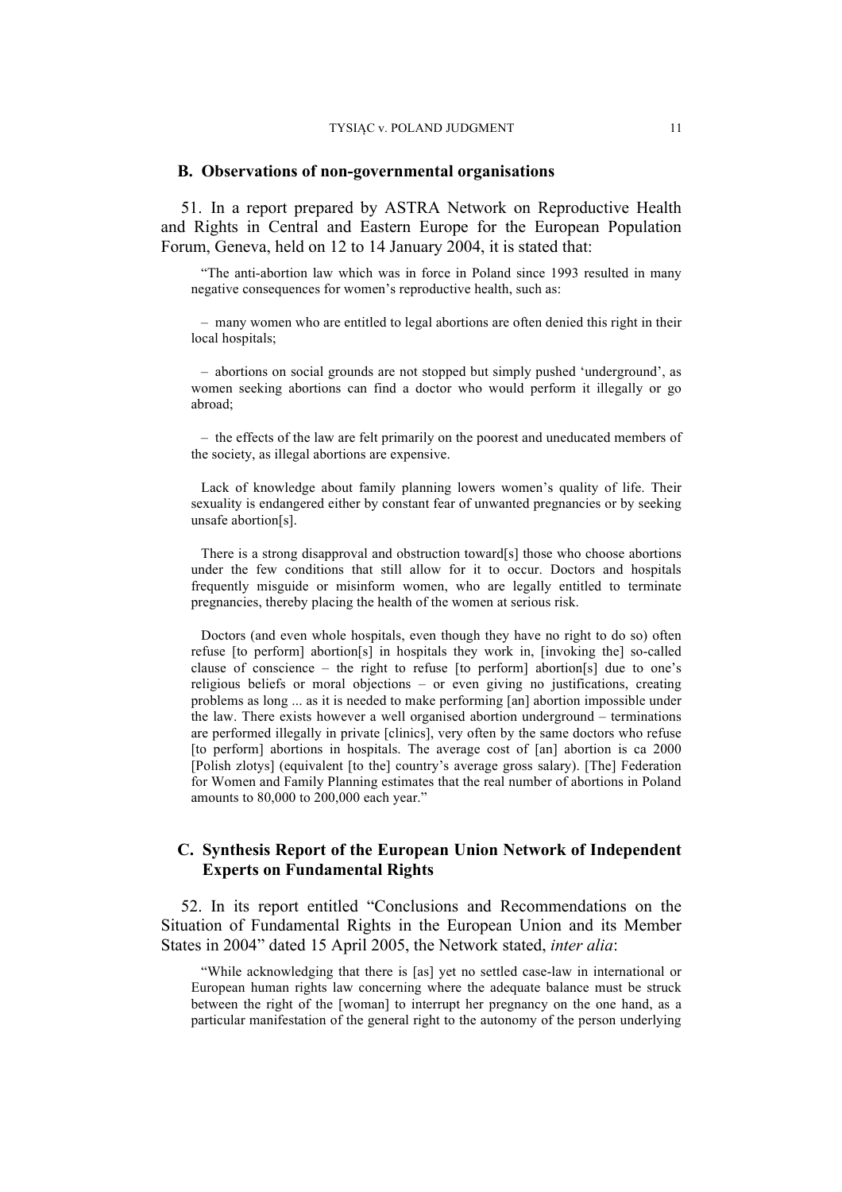## B. Observations of non-governmental organisations

51. In a report prepared by ASTRA Network on Reproductive Health and Rights in Central and Eastern Europe for the European Population Forum, Geneva, held on 12 to 14 January 2004, it is stated that:

> "The anti-abortion law which was in force in Poland since 1993 resulted in many negative consequences for women's reproductive health, such as:
>
> – many women who are entitled to legal abortions are often denied this right in their local hospitals;
>
> – abortions on social grounds are not stopped but simply pushed 'underground', as women seeking abortions can find a doctor who would perform it illegally or go abroad;
>
> – the effects of the law are felt primarily on the poorest and uneducated members of the society, as illegal abortions are expensive.
>
> Lack of knowledge about family planning lowers women's quality of life. Their sexuality is endangered either by constant fear of unwanted pregnancies or by seeking unsafe abortion[s].
>
> There is a strong disapproval and obstruction toward[s] those who choose abortions under the few conditions that still allow for it to occur. Doctors and hospitals frequently misguide or misinform women, who are legally entitled to terminate pregnancies, thereby placing the health of the women at serious risk.
>
> Doctors (and even whole hospitals, even though they have no right to do so) often refuse [to perform] abortion[s] in hospitals they work in, [invoking the] so-called clause of conscience – the right to refuse [to perform] abortion[s] due to one's religious beliefs or moral objections – or even giving no justifications, creating problems as long ... as it is needed to make performing [an] abortion impossible under the law. There exists however a well organised abortion underground – terminations are performed illegally in private [clinics], very often by the same doctors who refuse [to perform] abortions in hospitals. The average cost of [an] abortion is ca 2000 [Polish zlotys] (equivalent [to the] country's average gross salary). [The] Federation for Women and Family Planning estimates that the real number of abortions in Poland amounts to 80,000 to 200,000 each year."

## C. Synthesis Report of the European Union Network of Independent Experts on Fundamental Rights

52. In its report entitled "Conclusions and Recommendations on the Situation of Fundamental Rights in the European Union and its Member States in 2004" dated 15 April 2005, the Network stated, *inter alia*:

> "While acknowledging that there is [as] yet no settled case-law in international or European human rights law concerning where the adequate balance must be struck between the right of the [woman] to interrupt her pregnancy on the one hand, as a particular manifestation of the general right to the autonomy of the person underlying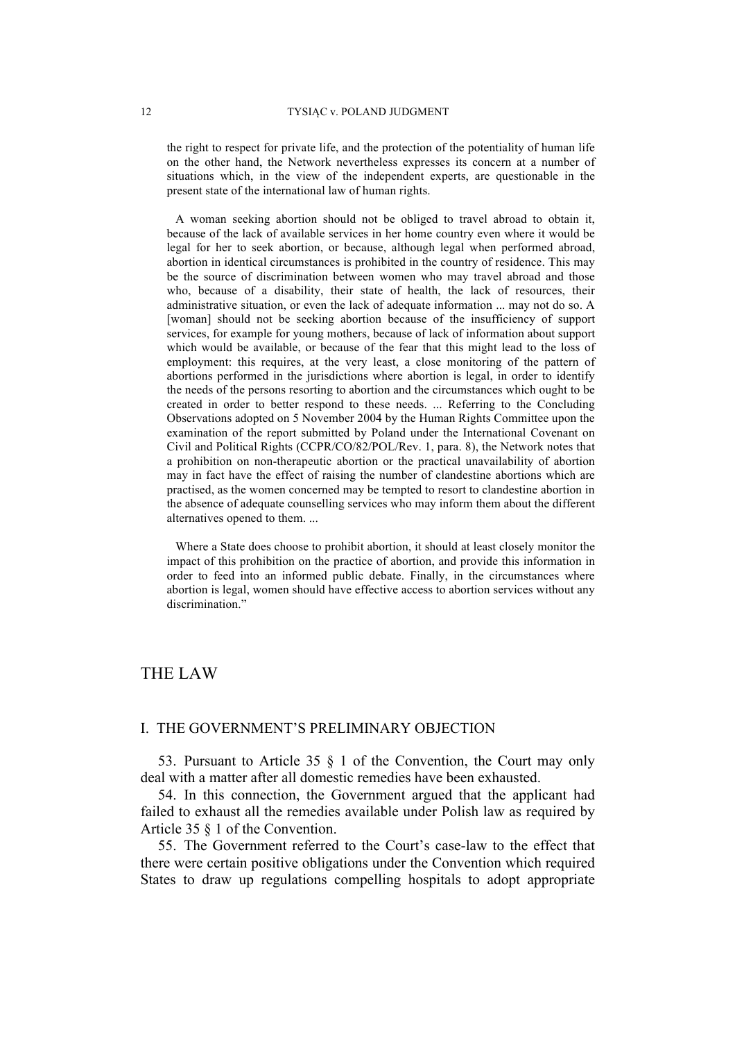the right to respect for private life, and the protection of the potentiality of human life on the other hand, the Network nevertheless expresses its concern at a number of situations which, in the view of the independent experts, are questionable in the present state of the international law of human rights.

A woman seeking abortion should not be obliged to travel abroad to obtain it, because of the lack of available services in her home country even where it would be legal for her to seek abortion, or because, although legal when performed abroad, abortion in identical circumstances is prohibited in the country of residence. This may be the source of discrimination between women who may travel abroad and those who, because of a disability, their state of health, the lack of resources, their administrative situation, or even the lack of adequate information ... may not do so. A [woman] should not be seeking abortion because of the insufficiency of support services, for example for young mothers, because of lack of information about support which would be available, or because of the fear that this might lead to the loss of employment: this requires, at the very least, a close monitoring of the pattern of abortions performed in the jurisdictions where abortion is legal, in order to identify the needs of the persons resorting to abortion and the circumstances which ought to be created in order to better respond to these needs. ... Referring to the Concluding Observations adopted on 5 November 2004 by the Human Rights Committee upon the examination of the report submitted by Poland under the International Covenant on Civil and Political Rights (CCPR/CO/82/POL/Rev. 1, para. 8), the Network notes that a prohibition on non-therapeutic abortion or the practical unavailability of abortion may in fact have the effect of raising the number of clandestine abortions which are practised, as the women concerned may be tempted to resort to clandestine abortion in the absence of adequate counselling services who may inform them about the different alternatives opened to them. ...

Where a State does choose to prohibit abortion, it should at least closely monitor the impact of this prohibition on the practice of abortion, and provide this information in order to feed into an informed public debate. Finally, in the circumstances where abortion is legal, women should have effective access to abortion services without any discrimination."

# THE LAW

## I. THE GOVERNMENT'S PRELIMINARY OBJECTION

53. Pursuant to Article 35 § 1 of the Convention, the Court may only deal with a matter after all domestic remedies have been exhausted.

54. In this connection, the Government argued that the applicant had failed to exhaust all the remedies available under Polish law as required by Article 35 § 1 of the Convention.

55. The Government referred to the Court's case-law to the effect that there were certain positive obligations under the Convention which required States to draw up regulations compelling hospitals to adopt appropriate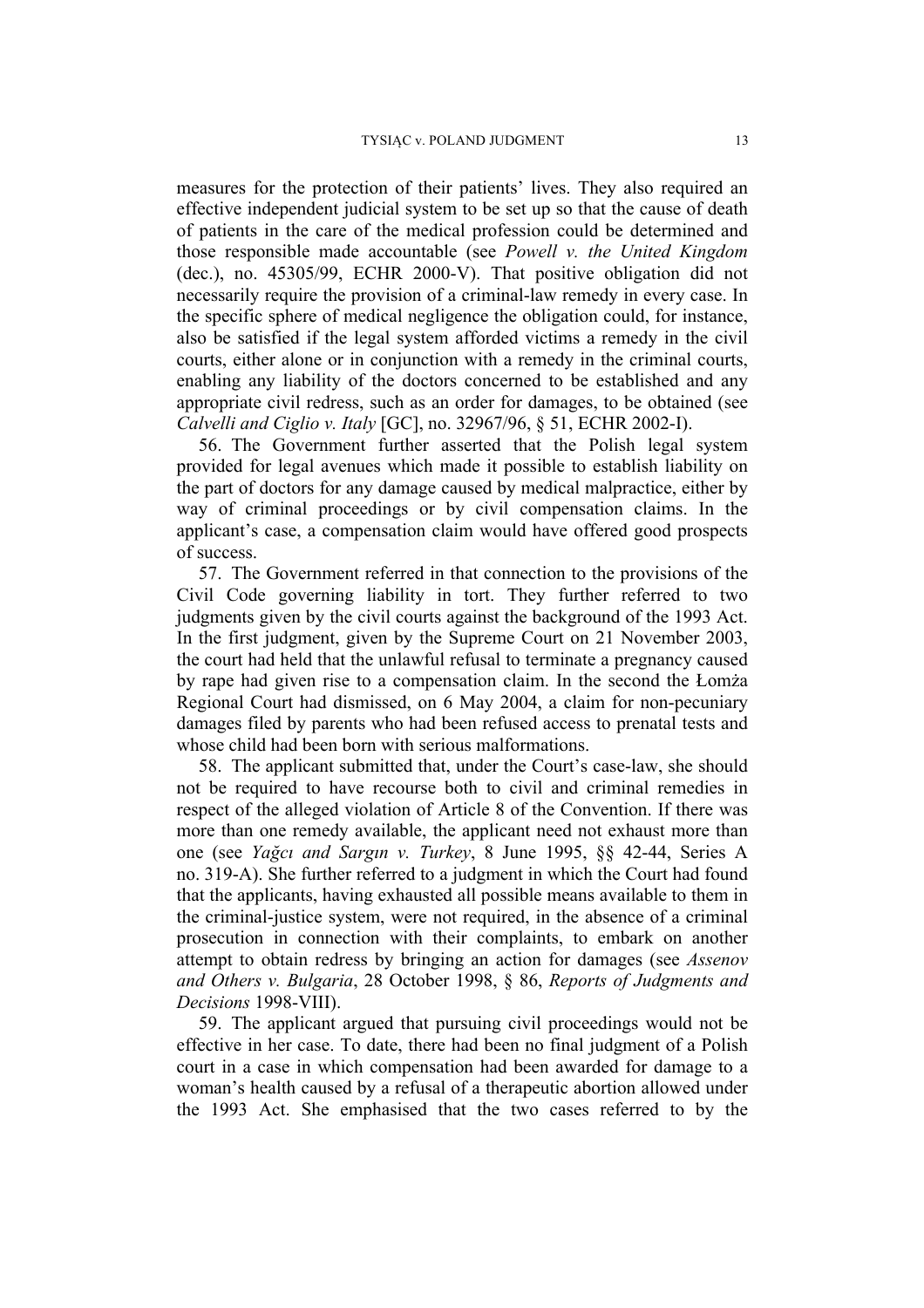measures for the protection of their patients' lives. They also required an effective independent judicial system to be set up so that the cause of death of patients in the care of the medical profession could be determined and those responsible made accountable (see *Powell v. the United Kingdom* (dec.), no. 45305/99, ECHR 2000-V). That positive obligation did not necessarily require the provision of a criminal-law remedy in every case. In the specific sphere of medical negligence the obligation could, for instance, also be satisfied if the legal system afforded victims a remedy in the civil courts, either alone or in conjunction with a remedy in the criminal courts, enabling any liability of the doctors concerned to be established and any appropriate civil redress, such as an order for damages, to be obtained (see *Calvelli and Ciglio v. Italy* [GC], no. 32967/96, § 51, ECHR 2002-I).

56. The Government further asserted that the Polish legal system provided for legal avenues which made it possible to establish liability on the part of doctors for any damage caused by medical malpractice, either by way of criminal proceedings or by civil compensation claims. In the applicant's case, a compensation claim would have offered good prospects of success.

57. The Government referred in that connection to the provisions of the Civil Code governing liability in tort. They further referred to two judgments given by the civil courts against the background of the 1993 Act. In the first judgment, given by the Supreme Court on 21 November 2003, the court had held that the unlawful refusal to terminate a pregnancy caused by rape had given rise to a compensation claim. In the second the Łomża Regional Court had dismissed, on 6 May 2004, a claim for non-pecuniary damages filed by parents who had been refused access to prenatal tests and whose child had been born with serious malformations.

58. The applicant submitted that, under the Court's case-law, she should not be required to have recourse both to civil and criminal remedies in respect of the alleged violation of Article 8 of the Convention. If there was more than one remedy available, the applicant need not exhaust more than one (see *Yağcı and Sargın v. Turkey*, 8 June 1995, §§ 42-44, Series A no. 319-A). She further referred to a judgment in which the Court had found that the applicants, having exhausted all possible means available to them in the criminal-justice system, were not required, in the absence of a criminal prosecution in connection with their complaints, to embark on another attempt to obtain redress by bringing an action for damages (see *Assenov and Others v. Bulgaria*, 28 October 1998, § 86, *Reports of Judgments and Decisions* 1998-VIII).

59. The applicant argued that pursuing civil proceedings would not be effective in her case. To date, there had been no final judgment of a Polish court in a case in which compensation had been awarded for damage to a woman's health caused by a refusal of a therapeutic abortion allowed under the 1993 Act. She emphasised that the two cases referred to by the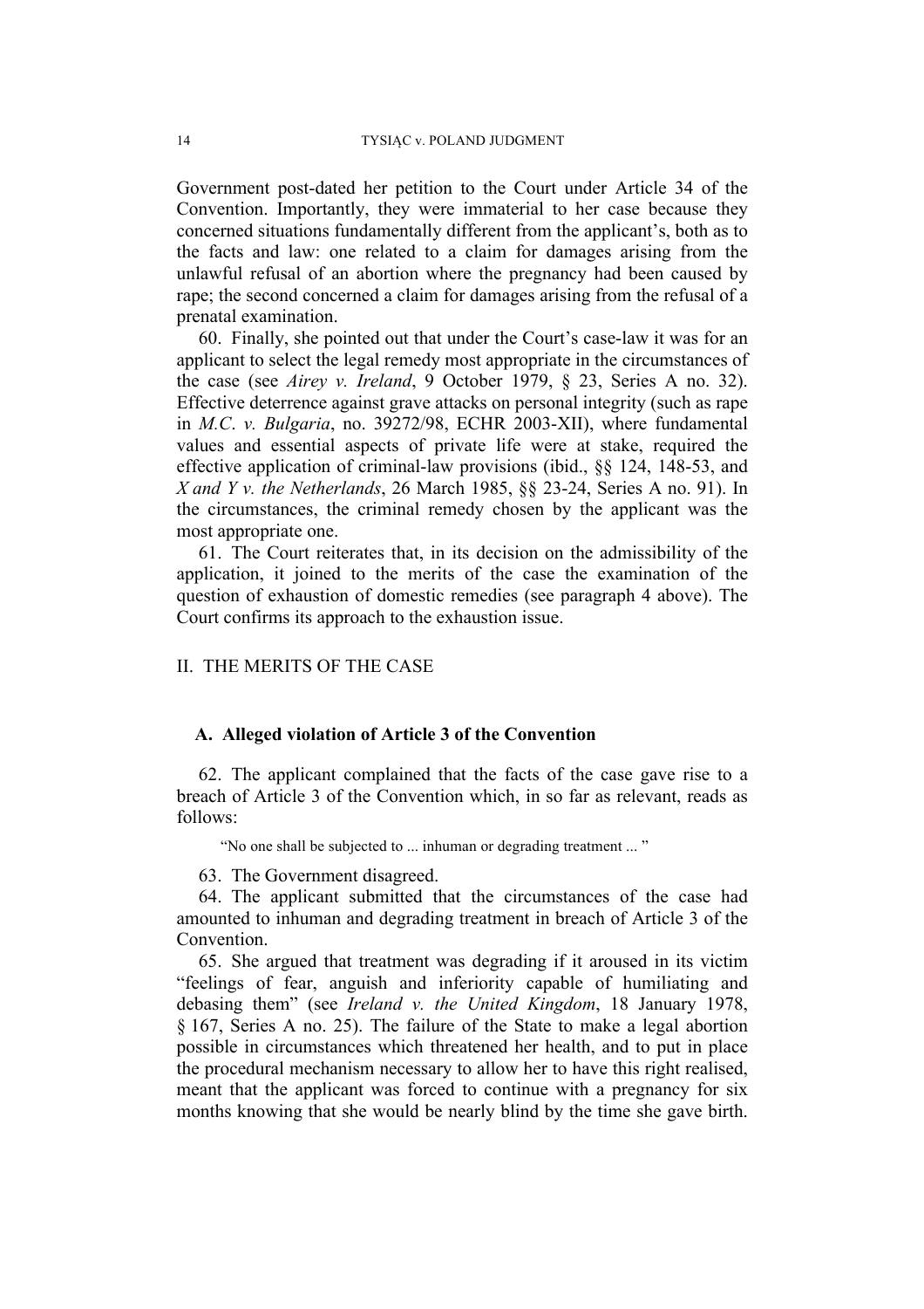Government post-dated her petition to the Court under Article 34 of the Convention. Importantly, they were immaterial to her case because they concerned situations fundamentally different from the applicant's, both as to the facts and law: one related to a claim for damages arising from the unlawful refusal of an abortion where the pregnancy had been caused by rape; the second concerned a claim for damages arising from the refusal of a prenatal examination.

60. Finally, she pointed out that under the Court's case-law it was for an applicant to select the legal remedy most appropriate in the circumstances of the case (see *Airey v. Ireland*, 9 October 1979, § 23, Series A no. 32). Effective deterrence against grave attacks on personal integrity (such as rape in *M.C. v. Bulgaria*, no. 39272/98, ECHR 2003-XII), where fundamental values and essential aspects of private life were at stake, required the effective application of criminal-law provisions (ibid., §§ 124, 148-53, and *X and Y v. the Netherlands*, 26 March 1985, §§ 23-24, Series A no. 91). In the circumstances, the criminal remedy chosen by the applicant was the most appropriate one.

61. The Court reiterates that, in its decision on the admissibility of the application, it joined to the merits of the case the examination of the question of exhaustion of domestic remedies (see paragraph 4 above). The Court confirms its approach to the exhaustion issue.

## II. THE MERITS OF THE CASE

### A. Alleged violation of Article 3 of the Convention

62. The applicant complained that the facts of the case gave rise to a breach of Article 3 of the Convention which, in so far as relevant, reads as follows:

> "No one shall be subjected to ... inhuman or degrading treatment ... "

63. The Government disagreed.

64. The applicant submitted that the circumstances of the case had amounted to inhuman and degrading treatment in breach of Article 3 of the Convention.

65. She argued that treatment was degrading if it aroused in its victim "feelings of fear, anguish and inferiority capable of humiliating and debasing them" (see *Ireland v. the United Kingdom*, 18 January 1978, § 167, Series A no. 25). The failure of the State to make a legal abortion possible in circumstances which threatened her health, and to put in place the procedural mechanism necessary to allow her to have this right realised, meant that the applicant was forced to continue with a pregnancy for six months knowing that she would be nearly blind by the time she gave birth.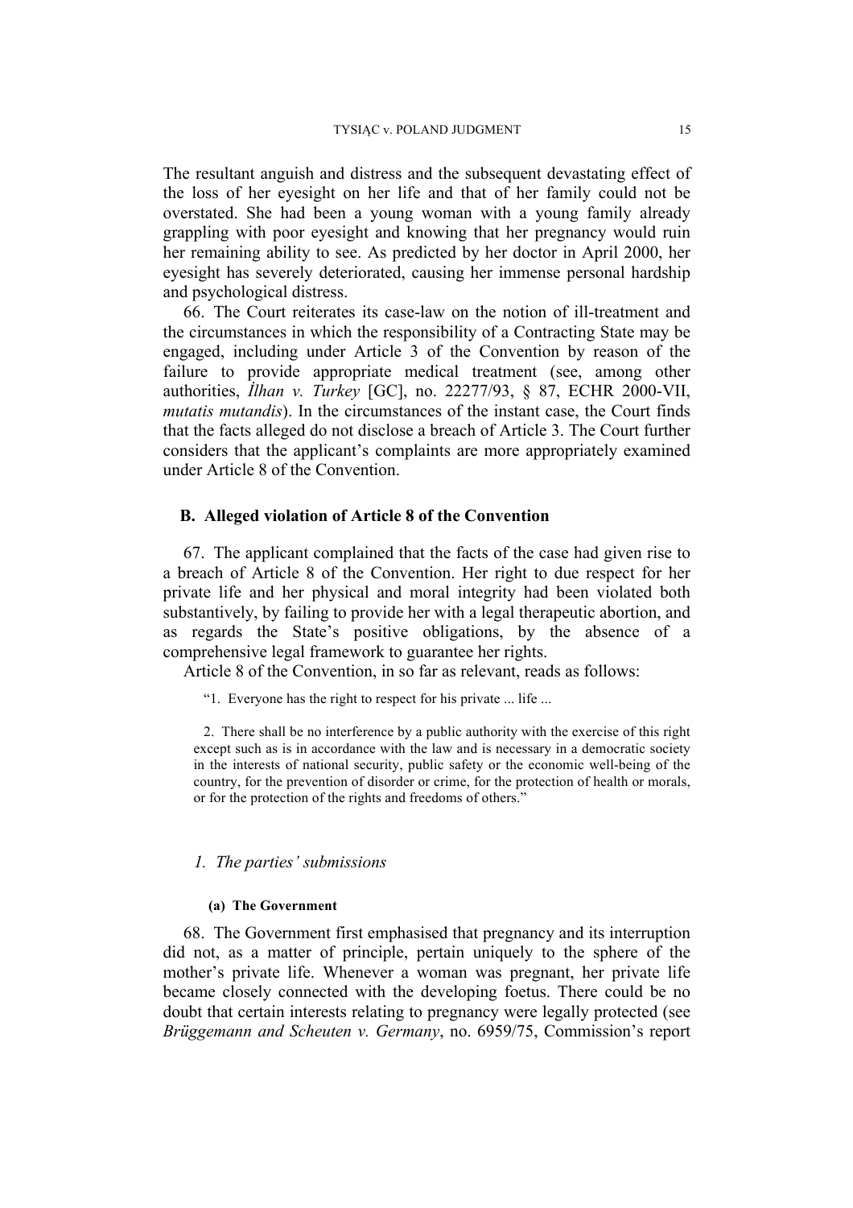The resultant anguish and distress and the subsequent devastating effect of the loss of her eyesight on her life and that of her family could not be overstated. She had been a young woman with a young family already grappling with poor eyesight and knowing that her pregnancy would ruin her remaining ability to see. As predicted by her doctor in April 2000, her eyesight has severely deteriorated, causing her immense personal hardship and psychological distress.

66. The Court reiterates its case-law on the notion of ill-treatment and the circumstances in which the responsibility of a Contracting State may be engaged, including under Article 3 of the Convention by reason of the failure to provide appropriate medical treatment (see, among other authorities, *İlhan v. Turkey* [GC], no. 22277/93, § 87, ECHR 2000-VII, *mutatis mutandis*). In the circumstances of the instant case, the Court finds that the facts alleged do not disclose a breach of Article 3. The Court further considers that the applicant's complaints are more appropriately examined under Article 8 of the Convention.

### B. Alleged violation of Article 8 of the Convention

67. The applicant complained that the facts of the case had given rise to a breach of Article 8 of the Convention. Her right to due respect for her private life and her physical and moral integrity had been violated both substantively, by failing to provide her with a legal therapeutic abortion, and as regards the State's positive obligations, by the absence of a comprehensive legal framework to guarantee her rights.

Article 8 of the Convention, in so far as relevant, reads as follows:

> "1. Everyone has the right to respect for his private ... life ...
>
> 2. There shall be no interference by a public authority with the exercise of this right except such as is in accordance with the law and is necessary in a democratic society in the interests of national security, public safety or the economic well-being of the country, for the prevention of disorder or crime, for the protection of health or morals, or for the protection of the rights and freedoms of others."

#### *1. The parties' submissions*

##### (a) The Government

68. The Government first emphasised that pregnancy and its interruption did not, as a matter of principle, pertain uniquely to the sphere of the mother's private life. Whenever a woman was pregnant, her private life became closely connected with the developing foetus. There could be no doubt that certain interests relating to pregnancy were legally protected (see *Brüggemann and Scheuten v. Germany*, no. 6959/75, Commission's report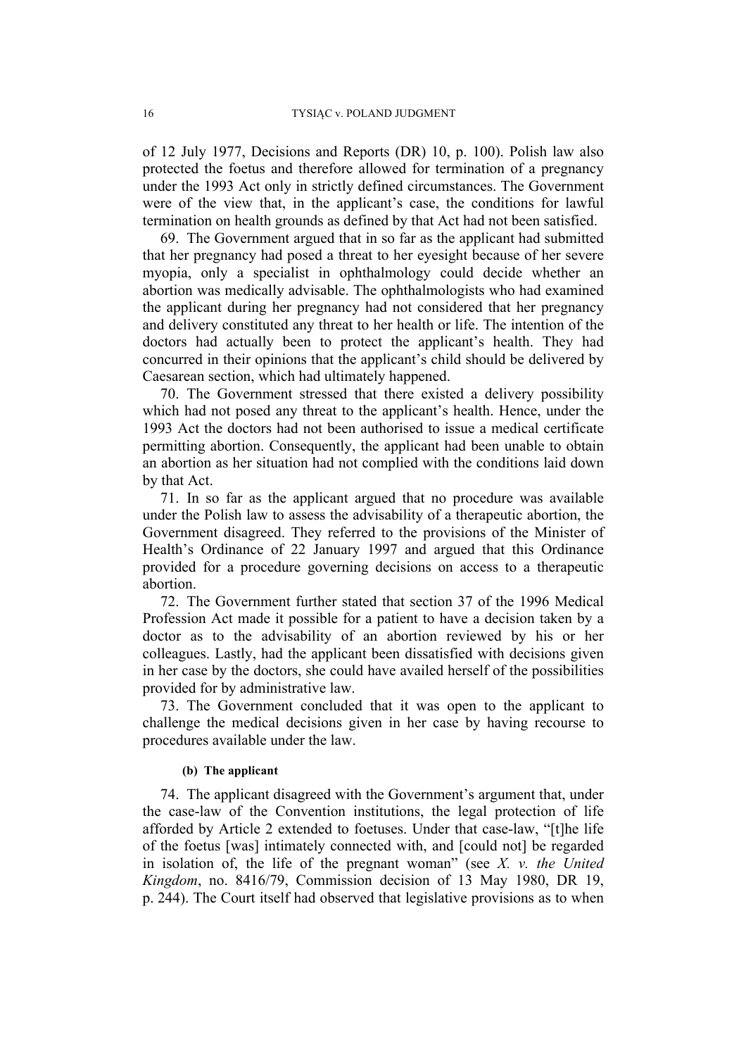of 12 July 1977, Decisions and Reports (DR) 10, p. 100). Polish law also protected the foetus and therefore allowed for termination of a pregnancy under the 1993 Act only in strictly defined circumstances. The Government were of the view that, in the applicant's case, the conditions for lawful termination on health grounds as defined by that Act had not been satisfied.

69. The Government argued that in so far as the applicant had submitted that her pregnancy had posed a threat to her eyesight because of her severe myopia, only a specialist in ophthalmology could decide whether an abortion was medically advisable. The ophthalmologists who had examined the applicant during her pregnancy had not considered that her pregnancy and delivery constituted any threat to her health or life. The intention of the doctors had actually been to protect the applicant's health. They had concurred in their opinions that the applicant's child should be delivered by Caesarean section, which had ultimately happened.

70. The Government stressed that there existed a delivery possibility which had not posed any threat to the applicant's health. Hence, under the 1993 Act the doctors had not been authorised to issue a medical certificate permitting abortion. Consequently, the applicant had been unable to obtain an abortion as her situation had not complied with the conditions laid down by that Act.

71. In so far as the applicant argued that no procedure was available under the Polish law to assess the advisability of a therapeutic abortion, the Government disagreed. They referred to the provisions of the Minister of Health's Ordinance of 22 January 1997 and argued that this Ordinance provided for a procedure governing decisions on access to a therapeutic abortion.

72. The Government further stated that section 37 of the 1996 Medical Profession Act made it possible for a patient to have a decision taken by a doctor as to the advisability of an abortion reviewed by his or her colleagues. Lastly, had the applicant been dissatisfied with decisions given in her case by the doctors, she could have availed herself of the possibilities provided for by administrative law.

73. The Government concluded that it was open to the applicant to challenge the medical decisions given in her case by having recourse to procedures available under the law.

#### (b) The applicant

74. The applicant disagreed with the Government's argument that, under the case-law of the Convention institutions, the legal protection of life afforded by Article 2 extended to foetuses. Under that case-law, "[t]he life of the foetus [was] intimately connected with, and [could not] be regarded in isolation of, the life of the pregnant woman" (see *X. v. the United Kingdom*, no. 8416/79, Commission decision of 13 May 1980, DR 19, p. 244). The Court itself had observed that legislative provisions as to when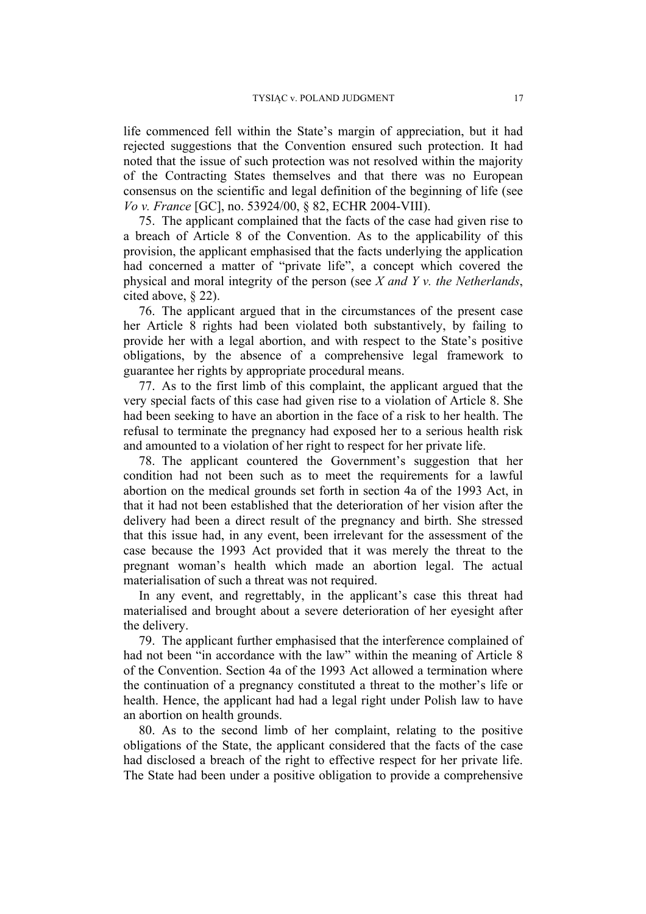life commenced fell within the State's margin of appreciation, but it had rejected suggestions that the Convention ensured such protection. It had noted that the issue of such protection was not resolved within the majority of the Contracting States themselves and that there was no European consensus on the scientific and legal definition of the beginning of life (see *Vo v. France* [GC], no. 53924/00, § 82, ECHR 2004-VIII).

75. The applicant complained that the facts of the case had given rise to a breach of Article 8 of the Convention. As to the applicability of this provision, the applicant emphasised that the facts underlying the application had concerned a matter of "private life", a concept which covered the physical and moral integrity of the person (see *X and Y v. the Netherlands*, cited above, § 22).

76. The applicant argued that in the circumstances of the present case her Article 8 rights had been violated both substantively, by failing to provide her with a legal abortion, and with respect to the State's positive obligations, by the absence of a comprehensive legal framework to guarantee her rights by appropriate procedural means.

77. As to the first limb of this complaint, the applicant argued that the very special facts of this case had given rise to a violation of Article 8. She had been seeking to have an abortion in the face of a risk to her health. The refusal to terminate the pregnancy had exposed her to a serious health risk and amounted to a violation of her right to respect for her private life.

78. The applicant countered the Government's suggestion that her condition had not been such as to meet the requirements for a lawful abortion on the medical grounds set forth in section 4a of the 1993 Act, in that it had not been established that the deterioration of her vision after the delivery had been a direct result of the pregnancy and birth. She stressed that this issue had, in any event, been irrelevant for the assessment of the case because the 1993 Act provided that it was merely the threat to the pregnant woman's health which made an abortion legal. The actual materialisation of such a threat was not required.

In any event, and regrettably, in the applicant's case this threat had materialised and brought about a severe deterioration of her eyesight after the delivery.

79. The applicant further emphasised that the interference complained of had not been "in accordance with the law" within the meaning of Article 8 of the Convention. Section 4a of the 1993 Act allowed a termination where the continuation of a pregnancy constituted a threat to the mother's life or health. Hence, the applicant had had a legal right under Polish law to have an abortion on health grounds.

80. As to the second limb of her complaint, relating to the positive obligations of the State, the applicant considered that the facts of the case had disclosed a breach of the right to effective respect for her private life. The State had been under a positive obligation to provide a comprehensive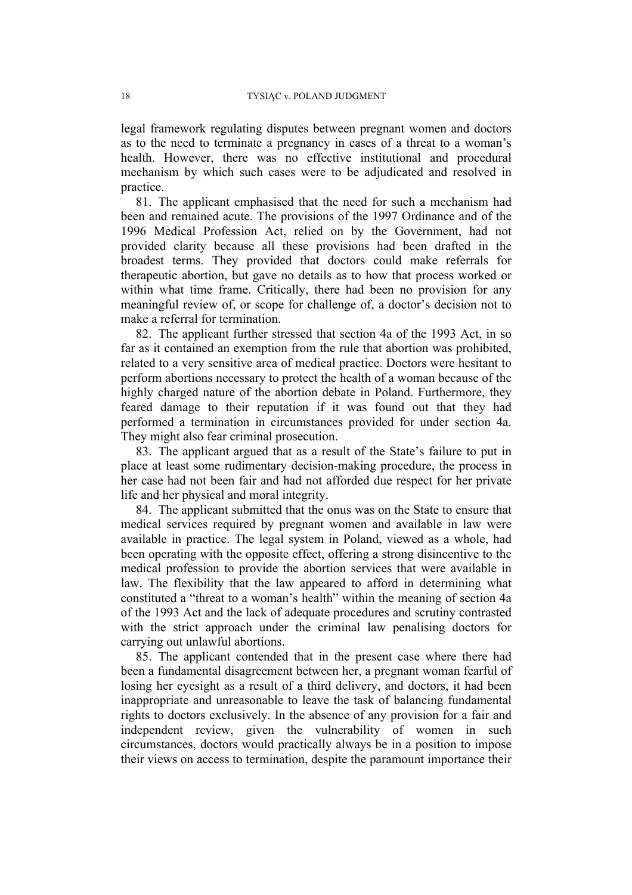legal framework regulating disputes between pregnant women and doctors as to the need to terminate a pregnancy in cases of a threat to a woman's health. However, there was no effective institutional and procedural mechanism by which such cases were to be adjudicated and resolved in practice.

81. The applicant emphasised that the need for such a mechanism had been and remained acute. The provisions of the 1997 Ordinance and of the 1996 Medical Profession Act, relied on by the Government, had not provided clarity because all these provisions had been drafted in the broadest terms. They provided that doctors could make referrals for therapeutic abortion, but gave no details as to how that process worked or within what time frame. Critically, there had been no provision for any meaningful review of, or scope for challenge of, a doctor's decision not to make a referral for termination.

82. The applicant further stressed that section 4a of the 1993 Act, in so far as it contained an exemption from the rule that abortion was prohibited, related to a very sensitive area of medical practice. Doctors were hesitant to perform abortions necessary to protect the health of a woman because of the highly charged nature of the abortion debate in Poland. Furthermore, they feared damage to their reputation if it was found out that they had performed a termination in circumstances provided for under section 4a. They might also fear criminal prosecution.

83. The applicant argued that as a result of the State's failure to put in place at least some rudimentary decision-making procedure, the process in her case had not been fair and had not afforded due respect for her private life and her physical and moral integrity.

84. The applicant submitted that the onus was on the State to ensure that medical services required by pregnant women and available in law were available in practice. The legal system in Poland, viewed as a whole, had been operating with the opposite effect, offering a strong disincentive to the medical profession to provide the abortion services that were available in law. The flexibility that the law appeared to afford in determining what constituted a "threat to a woman's health" within the meaning of section 4a of the 1993 Act and the lack of adequate procedures and scrutiny contrasted with the strict approach under the criminal law penalising doctors for carrying out unlawful abortions.

85. The applicant contended that in the present case where there had been a fundamental disagreement between her, a pregnant woman fearful of losing her eyesight as a result of a third delivery, and doctors, it had been inappropriate and unreasonable to leave the task of balancing fundamental rights to doctors exclusively. In the absence of any provision for a fair and independent review, given the vulnerability of women in such circumstances, doctors would practically always be in a position to impose their views on access to termination, despite the paramount importance their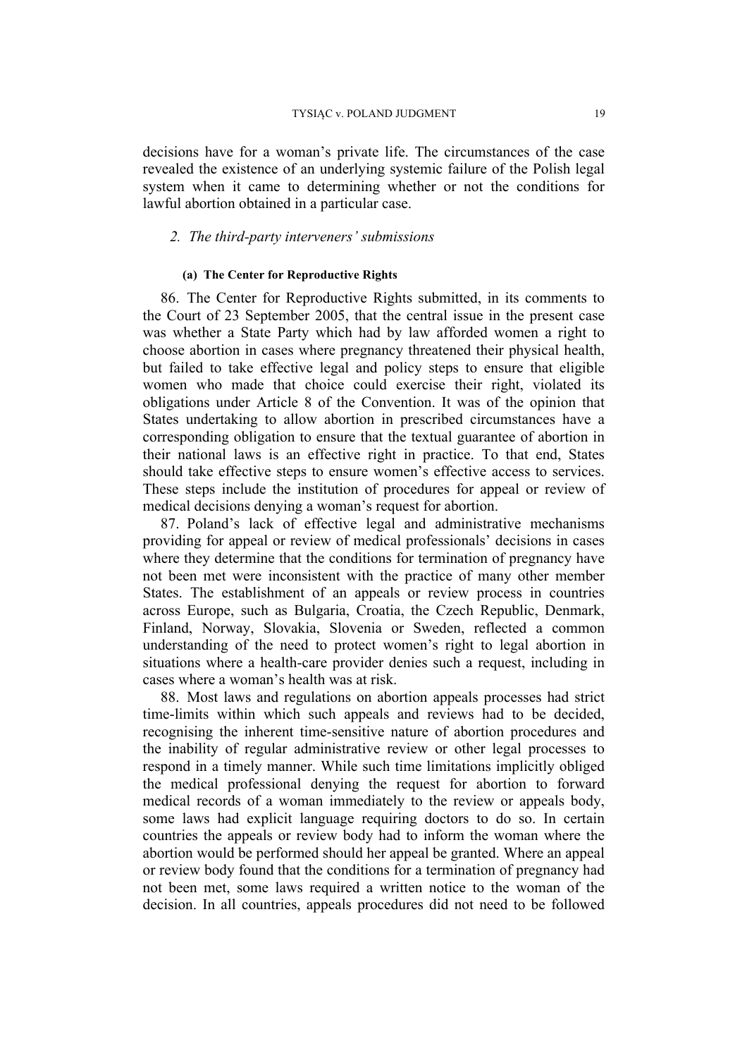decisions have for a woman's private life. The circumstances of the case revealed the existence of an underlying systemic failure of the Polish legal system when it came to determining whether or not the conditions for lawful abortion obtained in a particular case.

### *2. The third-party interveners' submissions*

#### **(a) The Center for Reproductive Rights**

86. The Center for Reproductive Rights submitted, in its comments to the Court of 23 September 2005, that the central issue in the present case was whether a State Party which had by law afforded women a right to choose abortion in cases where pregnancy threatened their physical health, but failed to take effective legal and policy steps to ensure that eligible women who made that choice could exercise their right, violated its obligations under Article 8 of the Convention. It was of the opinion that States undertaking to allow abortion in prescribed circumstances have a corresponding obligation to ensure that the textual guarantee of abortion in their national laws is an effective right in practice. To that end, States should take effective steps to ensure women's effective access to services. These steps include the institution of procedures for appeal or review of medical decisions denying a woman's request for abortion.

87. Poland's lack of effective legal and administrative mechanisms providing for appeal or review of medical professionals' decisions in cases where they determine that the conditions for termination of pregnancy have not been met were inconsistent with the practice of many other member States. The establishment of an appeals or review process in countries across Europe, such as Bulgaria, Croatia, the Czech Republic, Denmark, Finland, Norway, Slovakia, Slovenia or Sweden, reflected a common understanding of the need to protect women's right to legal abortion in situations where a health-care provider denies such a request, including in cases where a woman's health was at risk.

88. Most laws and regulations on abortion appeals processes had strict time-limits within which such appeals and reviews had to be decided, recognising the inherent time-sensitive nature of abortion procedures and the inability of regular administrative review or other legal processes to respond in a timely manner. While such time limitations implicitly obliged the medical professional denying the request for abortion to forward medical records of a woman immediately to the review or appeals body, some laws had explicit language requiring doctors to do so. In certain countries the appeals or review body had to inform the woman where the abortion would be performed should her appeal be granted. Where an appeal or review body found that the conditions for a termination of pregnancy had not been met, some laws required a written notice to the woman of the decision. In all countries, appeals procedures did not need to be followed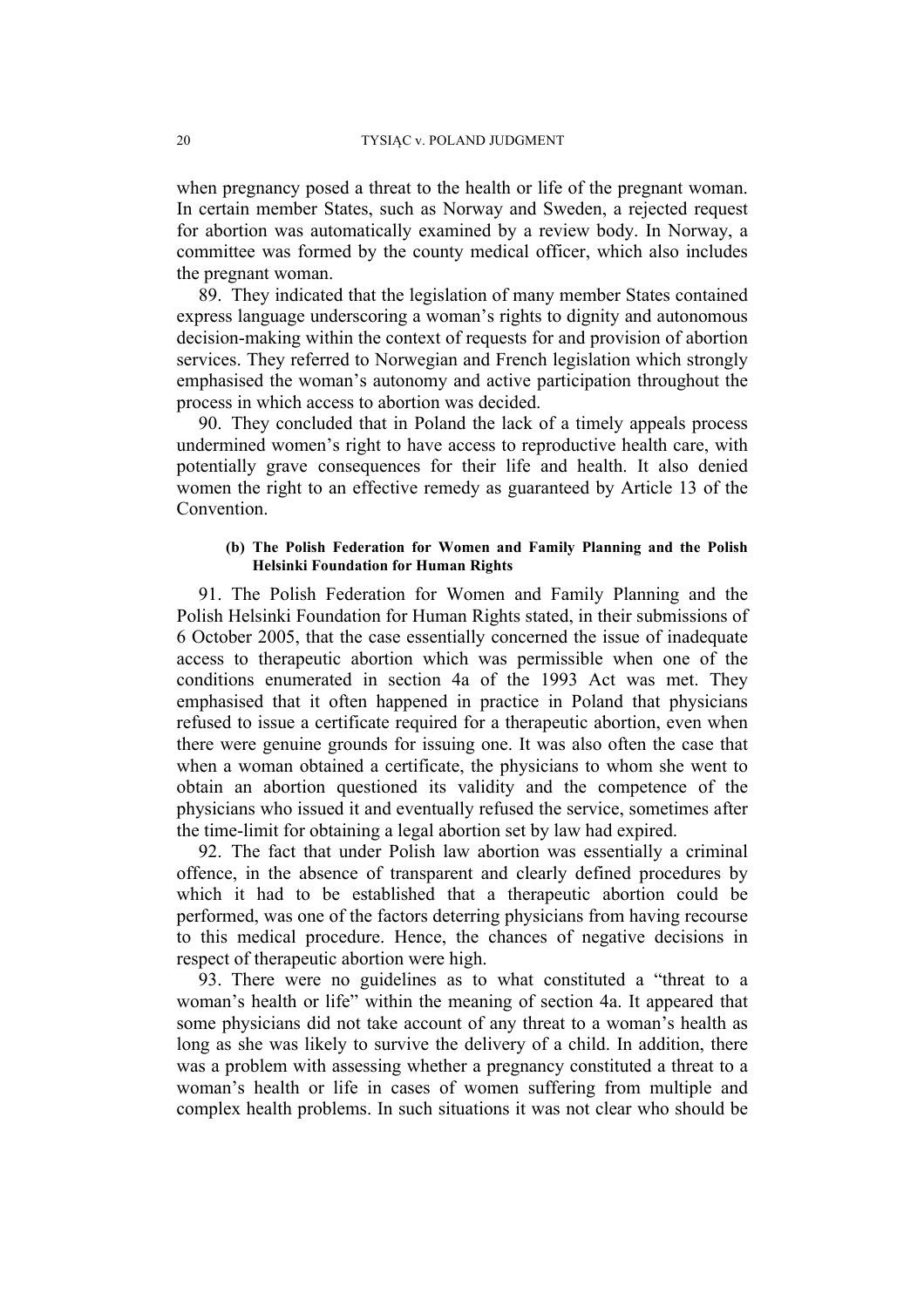when pregnancy posed a threat to the health or life of the pregnant woman. In certain member States, such as Norway and Sweden, a rejected request for abortion was automatically examined by a review body. In Norway, a committee was formed by the county medical officer, which also includes the pregnant woman.

89. They indicated that the legislation of many member States contained express language underscoring a woman's rights to dignity and autonomous decision-making within the context of requests for and provision of abortion services. They referred to Norwegian and French legislation which strongly emphasised the woman's autonomy and active participation throughout the process in which access to abortion was decided.

90. They concluded that in Poland the lack of a timely appeals process undermined women's right to have access to reproductive health care, with potentially grave consequences for their life and health. It also denied women the right to an effective remedy as guaranteed by Article 13 of the Convention.

#### (b) The Polish Federation for Women and Family Planning and the Polish Helsinki Foundation for Human Rights

91. The Polish Federation for Women and Family Planning and the Polish Helsinki Foundation for Human Rights stated, in their submissions of 6 October 2005, that the case essentially concerned the issue of inadequate access to therapeutic abortion which was permissible when one of the conditions enumerated in section 4a of the 1993 Act was met. They emphasised that it often happened in practice in Poland that physicians refused to issue a certificate required for a therapeutic abortion, even when there were genuine grounds for issuing one. It was also often the case that when a woman obtained a certificate, the physicians to whom she went to obtain an abortion questioned its validity and the competence of the physicians who issued it and eventually refused the service, sometimes after the time-limit for obtaining a legal abortion set by law had expired.

92. The fact that under Polish law abortion was essentially a criminal offence, in the absence of transparent and clearly defined procedures by which it had to be established that a therapeutic abortion could be performed, was one of the factors deterring physicians from having recourse to this medical procedure. Hence, the chances of negative decisions in respect of therapeutic abortion were high.

93. There were no guidelines as to what constituted a "threat to a woman's health or life" within the meaning of section 4a. It appeared that some physicians did not take account of any threat to a woman's health as long as she was likely to survive the delivery of a child. In addition, there was a problem with assessing whether a pregnancy constituted a threat to a woman's health or life in cases of women suffering from multiple and complex health problems. In such situations it was not clear who should be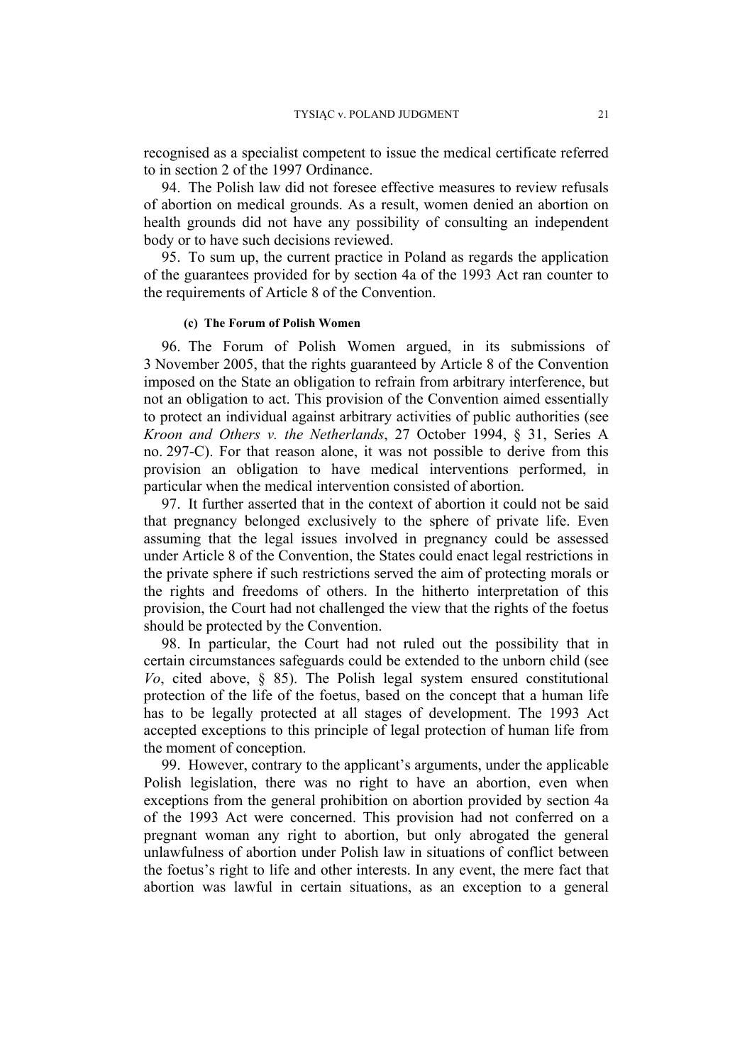recognised as a specialist competent to issue the medical certificate referred to in section 2 of the 1997 Ordinance.

94. The Polish law did not foresee effective measures to review refusals of abortion on medical grounds. As a result, women denied an abortion on health grounds did not have any possibility of consulting an independent body or to have such decisions reviewed.

95. To sum up, the current practice in Poland as regards the application of the guarantees provided for by section 4a of the 1993 Act ran counter to the requirements of Article 8 of the Convention.

#### (c) The Forum of Polish Women

96. The Forum of Polish Women argued, in its submissions of 3 November 2005, that the rights guaranteed by Article 8 of the Convention imposed on the State an obligation to refrain from arbitrary interference, but not an obligation to act. This provision of the Convention aimed essentially to protect an individual against arbitrary activities of public authorities (see *Kroon and Others v. the Netherlands*, 27 October 1994, § 31, Series A no. 297-C). For that reason alone, it was not possible to derive from this provision an obligation to have medical interventions performed, in particular when the medical intervention consisted of abortion.

97. It further asserted that in the context of abortion it could not be said that pregnancy belonged exclusively to the sphere of private life. Even assuming that the legal issues involved in pregnancy could be assessed under Article 8 of the Convention, the States could enact legal restrictions in the private sphere if such restrictions served the aim of protecting morals or the rights and freedoms of others. In the hitherto interpretation of this provision, the Court had not challenged the view that the rights of the foetus should be protected by the Convention.

98. In particular, the Court had not ruled out the possibility that in certain circumstances safeguards could be extended to the unborn child (see *Vo*, cited above, § 85). The Polish legal system ensured constitutional protection of the life of the foetus, based on the concept that a human life has to be legally protected at all stages of development. The 1993 Act accepted exceptions to this principle of legal protection of human life from the moment of conception.

99. However, contrary to the applicant's arguments, under the applicable Polish legislation, there was no right to have an abortion, even when exceptions from the general prohibition on abortion provided by section 4a of the 1993 Act were concerned. This provision had not conferred on a pregnant woman any right to abortion, but only abrogated the general unlawfulness of abortion under Polish law in situations of conflict between the foetus's right to life and other interests. In any event, the mere fact that abortion was lawful in certain situations, as an exception to a general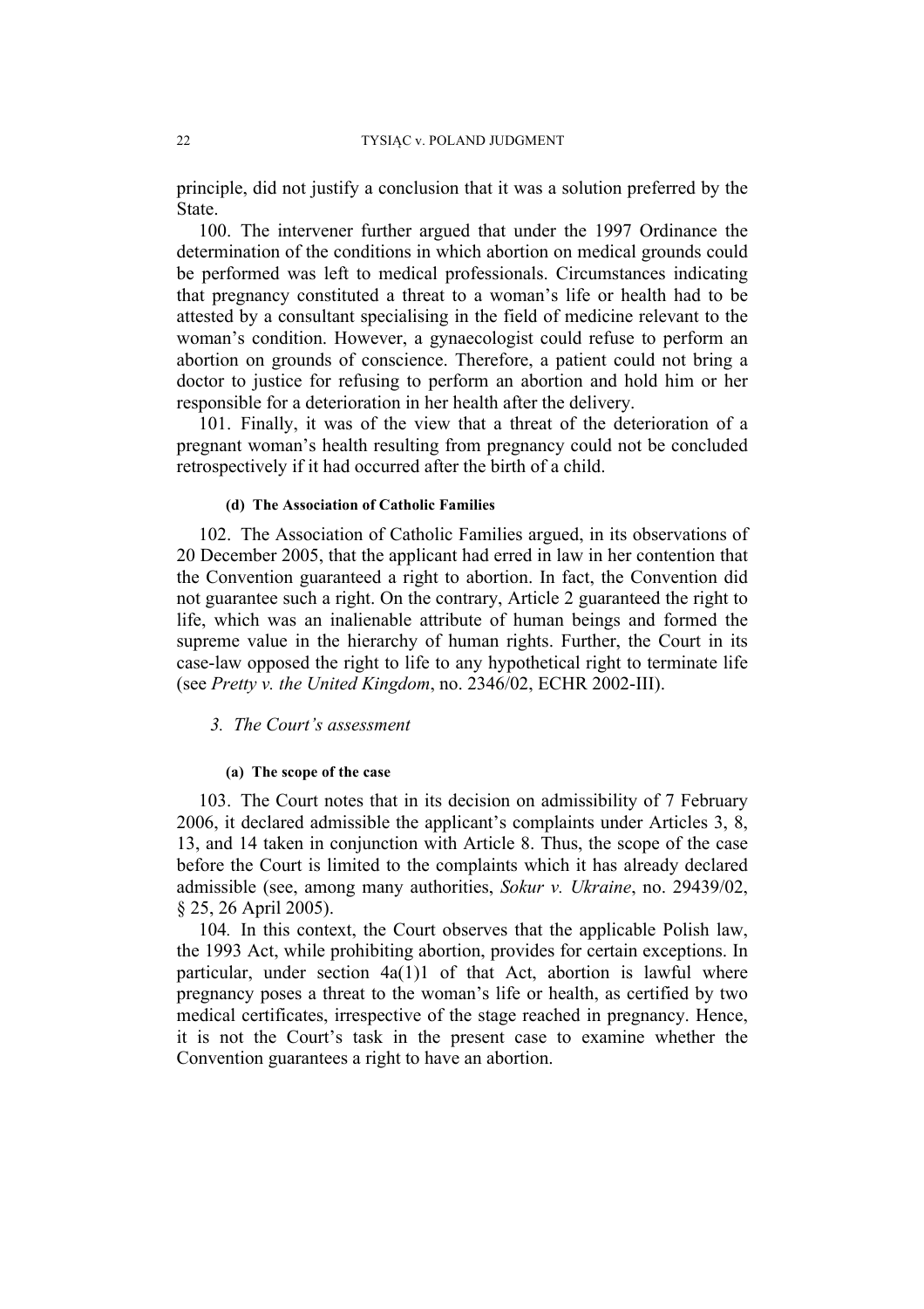principle, did not justify a conclusion that it was a solution preferred by the State.

100. The intervener further argued that under the 1997 Ordinance the determination of the conditions in which abortion on medical grounds could be performed was left to medical professionals. Circumstances indicating that pregnancy constituted a threat to a woman's life or health had to be attested by a consultant specialising in the field of medicine relevant to the woman's condition. However, a gynaecologist could refuse to perform an abortion on grounds of conscience. Therefore, a patient could not bring a doctor to justice for refusing to perform an abortion and hold him or her responsible for a deterioration in her health after the delivery.

101. Finally, it was of the view that a threat of the deterioration of a pregnant woman's health resulting from pregnancy could not be concluded retrospectively if it had occurred after the birth of a child.

#### (d) The Association of Catholic Families

102. The Association of Catholic Families argued, in its observations of 20 December 2005, that the applicant had erred in law in her contention that the Convention guaranteed a right to abortion. In fact, the Convention did not guarantee such a right. On the contrary, Article 2 guaranteed the right to life, which was an inalienable attribute of human beings and formed the supreme value in the hierarchy of human rights. Further, the Court in its case-law opposed the right to life to any hypothetical right to terminate life (see *Pretty v. the United Kingdom*, no. 2346/02, ECHR 2002-III).

### *3. The Court's assessment*

#### (a) The scope of the case

103. The Court notes that in its decision on admissibility of 7 February 2006, it declared admissible the applicant's complaints under Articles 3, 8, 13, and 14 taken in conjunction with Article 8. Thus, the scope of the case before the Court is limited to the complaints which it has already declared admissible (see, among many authorities, *Sokur v. Ukraine*, no. 29439/02, § 25, 26 April 2005).

104. In this context, the Court observes that the applicable Polish law, the 1993 Act, while prohibiting abortion, provides for certain exceptions. In particular, under section 4a(1)1 of that Act, abortion is lawful where pregnancy poses a threat to the woman's life or health, as certified by two medical certificates, irrespective of the stage reached in pregnancy. Hence, it is not the Court's task in the present case to examine whether the Convention guarantees a right to have an abortion.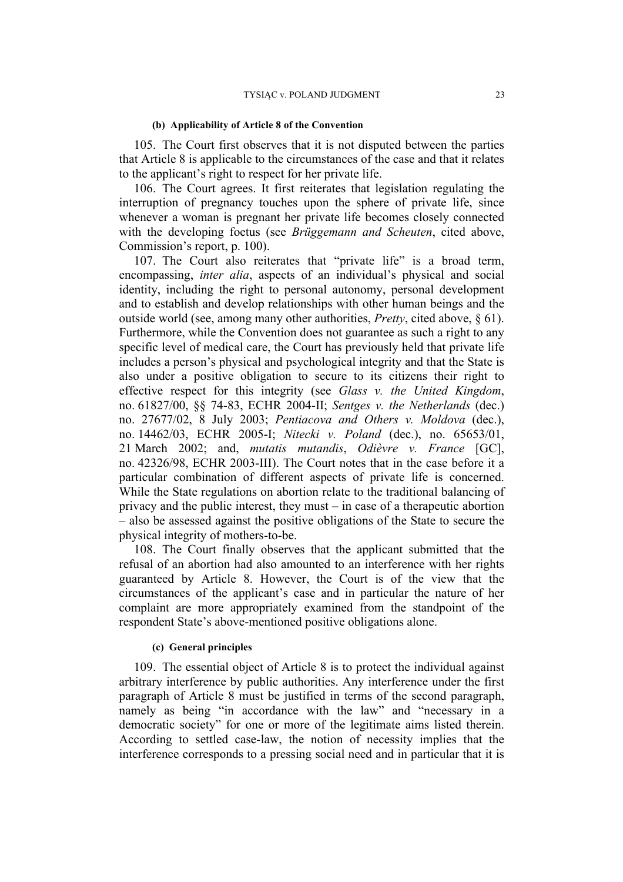#### (b) Applicability of Article 8 of the Convention

105. The Court first observes that it is not disputed between the parties that Article 8 is applicable to the circumstances of the case and that it relates to the applicant's right to respect for her private life.

106. The Court agrees. It first reiterates that legislation regulating the interruption of pregnancy touches upon the sphere of private life, since whenever a woman is pregnant her private life becomes closely connected with the developing foetus (see *Brüggemann and Scheuten*, cited above, Commission's report, p. 100).

107. The Court also reiterates that "private life" is a broad term, encompassing, *inter alia*, aspects of an individual's physical and social identity, including the right to personal autonomy, personal development and to establish and develop relationships with other human beings and the outside world (see, among many other authorities, *Pretty*, cited above, § 61). Furthermore, while the Convention does not guarantee as such a right to any specific level of medical care, the Court has previously held that private life includes a person's physical and psychological integrity and that the State is also under a positive obligation to secure to its citizens their right to effective respect for this integrity (see *Glass v. the United Kingdom*, no. 61827/00, §§ 74-83, ECHR 2004-II; *Sentges v. the Netherlands* (dec.) no. 27677/02, 8 July 2003; *Pentiacova and Others v. Moldova* (dec.), no. 14462/03, ECHR 2005-I; *Nitecki v. Poland* (dec.), no. 65653/01, 21 March 2002; and, *mutatis mutandis*, *Odièvre v. France* [GC], no. 42326/98, ECHR 2003-III). The Court notes that in the case before it a particular combination of different aspects of private life is concerned. While the State regulations on abortion relate to the traditional balancing of privacy and the public interest, they must – in case of a therapeutic abortion – also be assessed against the positive obligations of the State to secure the physical integrity of mothers-to-be.

108. The Court finally observes that the applicant submitted that the refusal of an abortion had also amounted to an interference with her rights guaranteed by Article 8. However, the Court is of the view that the circumstances of the applicant's case and in particular the nature of her complaint are more appropriately examined from the standpoint of the respondent State's above-mentioned positive obligations alone.

#### (c) General principles

109. The essential object of Article 8 is to protect the individual against arbitrary interference by public authorities. Any interference under the first paragraph of Article 8 must be justified in terms of the second paragraph, namely as being "in accordance with the law" and "necessary in a democratic society" for one or more of the legitimate aims listed therein. According to settled case-law, the notion of necessity implies that the interference corresponds to a pressing social need and in particular that it is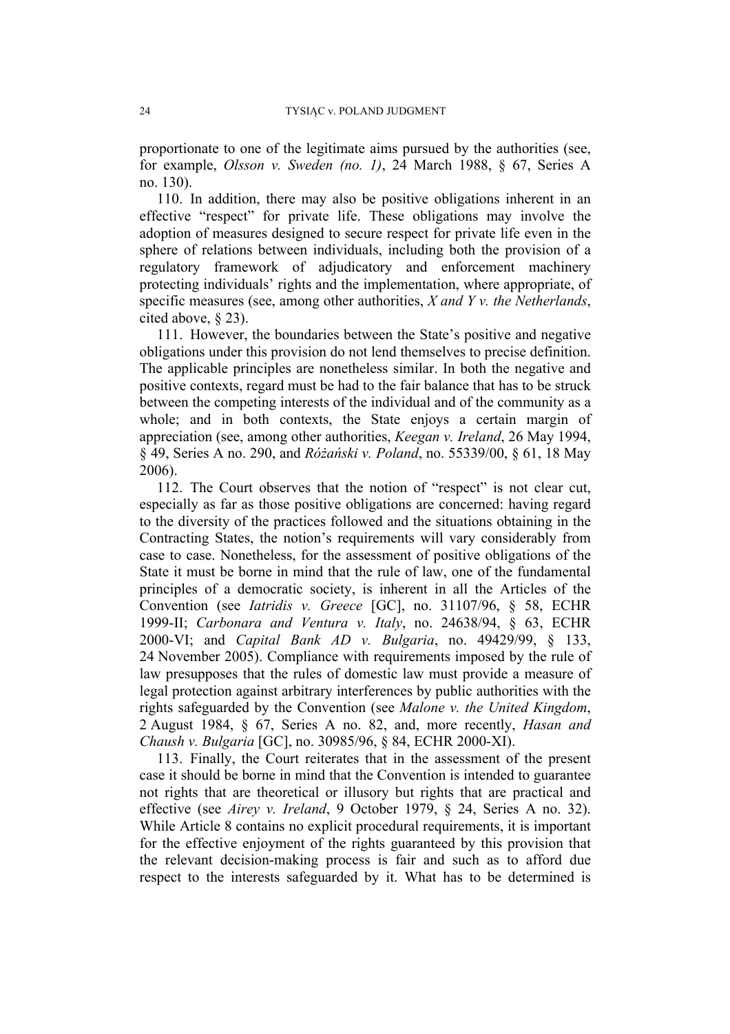proportionate to one of the legitimate aims pursued by the authorities (see, for example, *Olsson v. Sweden (no. 1)*, 24 March 1988, § 67, Series A no. 130).

110. In addition, there may also be positive obligations inherent in an effective "respect" for private life. These obligations may involve the adoption of measures designed to secure respect for private life even in the sphere of relations between individuals, including both the provision of a regulatory framework of adjudicatory and enforcement machinery protecting individuals' rights and the implementation, where appropriate, of specific measures (see, among other authorities, *X and Y v. the Netherlands*, cited above, § 23).

111. However, the boundaries between the State's positive and negative obligations under this provision do not lend themselves to precise definition. The applicable principles are nonetheless similar. In both the negative and positive contexts, regard must be had to the fair balance that has to be struck between the competing interests of the individual and of the community as a whole; and in both contexts, the State enjoys a certain margin of appreciation (see, among other authorities, *Keegan v. Ireland*, 26 May 1994, § 49, Series A no. 290, and *Różański v. Poland*, no. 55339/00, § 61, 18 May 2006).

112. The Court observes that the notion of "respect" is not clear cut, especially as far as those positive obligations are concerned: having regard to the diversity of the practices followed and the situations obtaining in the Contracting States, the notion's requirements will vary considerably from case to case. Nonetheless, for the assessment of positive obligations of the State it must be borne in mind that the rule of law, one of the fundamental principles of a democratic society, is inherent in all the Articles of the Convention (see *Iatridis v. Greece* [GC], no. 31107/96, § 58, ECHR 1999-II; *Carbonara and Ventura v. Italy*, no. 24638/94, § 63, ECHR 2000-VI; and *Capital Bank AD v. Bulgaria*, no. 49429/99, § 133, 24 November 2005). Compliance with requirements imposed by the rule of law presupposes that the rules of domestic law must provide a measure of legal protection against arbitrary interferences by public authorities with the rights safeguarded by the Convention (see *Malone v. the United Kingdom*, 2 August 1984, § 67, Series A no. 82, and, more recently, *Hasan and Chaush v. Bulgaria* [GC], no. 30985/96, § 84, ECHR 2000-XI).

113. Finally, the Court reiterates that in the assessment of the present case it should be borne in mind that the Convention is intended to guarantee not rights that are theoretical or illusory but rights that are practical and effective (see *Airey v. Ireland*, 9 October 1979, § 24, Series A no. 32). While Article 8 contains no explicit procedural requirements, it is important for the effective enjoyment of the rights guaranteed by this provision that the relevant decision-making process is fair and such as to afford due respect to the interests safeguarded by it. What has to be determined is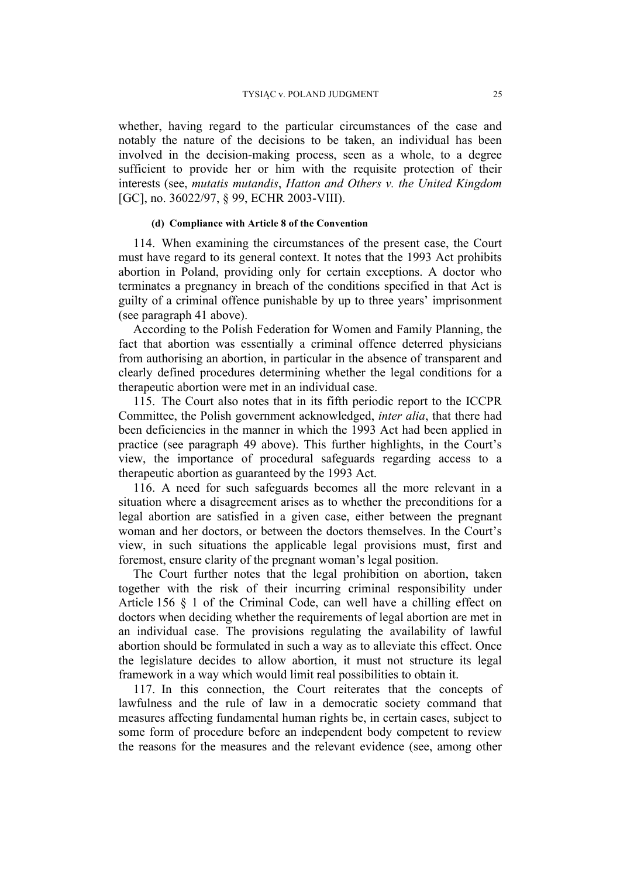whether, having regard to the particular circumstances of the case and notably the nature of the decisions to be taken, an individual has been involved in the decision-making process, seen as a whole, to a degree sufficient to provide her or him with the requisite protection of their interests (see, *mutatis mutandis*, *Hatton and Others v. the United Kingdom* [GC], no. 36022/97, § 99, ECHR 2003-VIII).

#### (d) Compliance with Article 8 of the Convention

114. When examining the circumstances of the present case, the Court must have regard to its general context. It notes that the 1993 Act prohibits abortion in Poland, providing only for certain exceptions. A doctor who terminates a pregnancy in breach of the conditions specified in that Act is guilty of a criminal offence punishable by up to three years' imprisonment (see paragraph 41 above).

According to the Polish Federation for Women and Family Planning, the fact that abortion was essentially a criminal offence deterred physicians from authorising an abortion, in particular in the absence of transparent and clearly defined procedures determining whether the legal conditions for a therapeutic abortion were met in an individual case.

115. The Court also notes that in its fifth periodic report to the ICCPR Committee, the Polish government acknowledged, *inter alia*, that there had been deficiencies in the manner in which the 1993 Act had been applied in practice (see paragraph 49 above). This further highlights, in the Court's view, the importance of procedural safeguards regarding access to a therapeutic abortion as guaranteed by the 1993 Act.

116. A need for such safeguards becomes all the more relevant in a situation where a disagreement arises as to whether the preconditions for a legal abortion are satisfied in a given case, either between the pregnant woman and her doctors, or between the doctors themselves. In the Court's view, in such situations the applicable legal provisions must, first and foremost, ensure clarity of the pregnant woman's legal position.

The Court further notes that the legal prohibition on abortion, taken together with the risk of their incurring criminal responsibility under Article 156 § 1 of the Criminal Code, can well have a chilling effect on doctors when deciding whether the requirements of legal abortion are met in an individual case. The provisions regulating the availability of lawful abortion should be formulated in such a way as to alleviate this effect. Once the legislature decides to allow abortion, it must not structure its legal framework in a way which would limit real possibilities to obtain it.

117. In this connection, the Court reiterates that the concepts of lawfulness and the rule of law in a democratic society command that measures affecting fundamental human rights be, in certain cases, subject to some form of procedure before an independent body competent to review the reasons for the measures and the relevant evidence (see, among other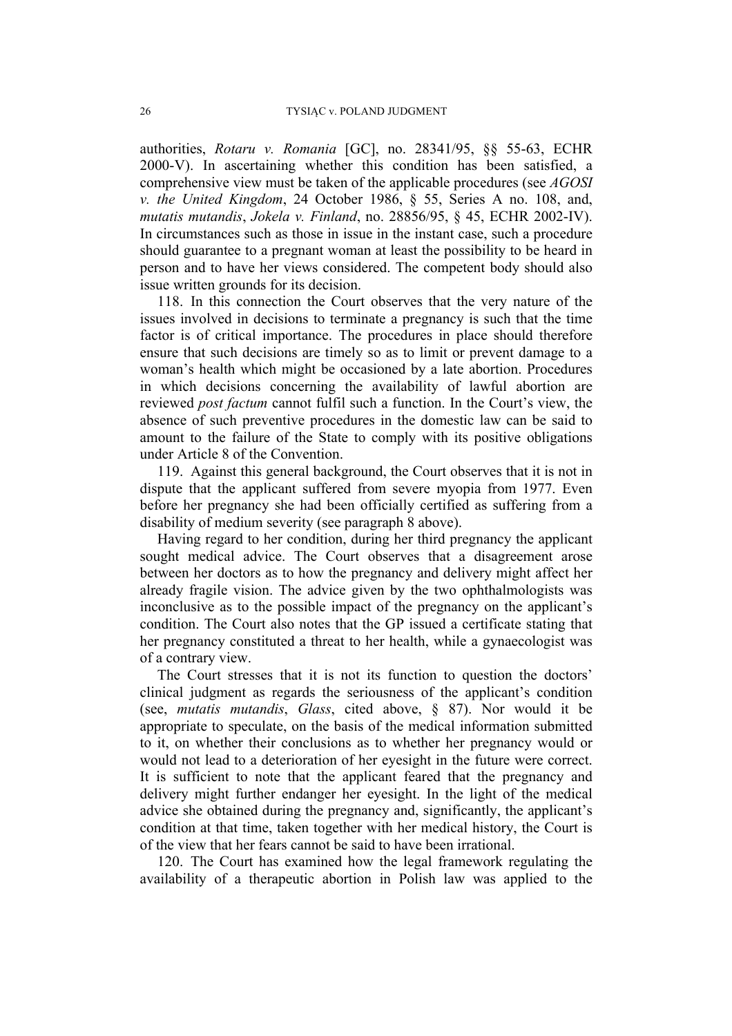authorities, *Rotaru v. Romania* [GC], no. 28341/95, §§ 55-63, ECHR 2000-V). In ascertaining whether this condition has been satisfied, a comprehensive view must be taken of the applicable procedures (see *AGOSI v. the United Kingdom*, 24 October 1986, § 55, Series A no. 108, and, *mutatis mutandis*, *Jokela v. Finland*, no. 28856/95, § 45, ECHR 2002-IV). In circumstances such as those in issue in the instant case, such a procedure should guarantee to a pregnant woman at least the possibility to be heard in person and to have her views considered. The competent body should also issue written grounds for its decision.

118. In this connection the Court observes that the very nature of the issues involved in decisions to terminate a pregnancy is such that the time factor is of critical importance. The procedures in place should therefore ensure that such decisions are timely so as to limit or prevent damage to a woman's health which might be occasioned by a late abortion. Procedures in which decisions concerning the availability of lawful abortion are reviewed *post factum* cannot fulfil such a function. In the Court's view, the absence of such preventive procedures in the domestic law can be said to amount to the failure of the State to comply with its positive obligations under Article 8 of the Convention.

119. Against this general background, the Court observes that it is not in dispute that the applicant suffered from severe myopia from 1977. Even before her pregnancy she had been officially certified as suffering from a disability of medium severity (see paragraph 8 above).

Having regard to her condition, during her third pregnancy the applicant sought medical advice. The Court observes that a disagreement arose between her doctors as to how the pregnancy and delivery might affect her already fragile vision. The advice given by the two ophthalmologists was inconclusive as to the possible impact of the pregnancy on the applicant's condition. The Court also notes that the GP issued a certificate stating that her pregnancy constituted a threat to her health, while a gynaecologist was of a contrary view.

The Court stresses that it is not its function to question the doctors' clinical judgment as regards the seriousness of the applicant's condition (see, *mutatis mutandis*, *Glass*, cited above, § 87). Nor would it be appropriate to speculate, on the basis of the medical information submitted to it, on whether their conclusions as to whether her pregnancy would or would not lead to a deterioration of her eyesight in the future were correct. It is sufficient to note that the applicant feared that the pregnancy and delivery might further endanger her eyesight. In the light of the medical advice she obtained during the pregnancy and, significantly, the applicant's condition at that time, taken together with her medical history, the Court is of the view that her fears cannot be said to have been irrational.

120. The Court has examined how the legal framework regulating the availability of a therapeutic abortion in Polish law was applied to the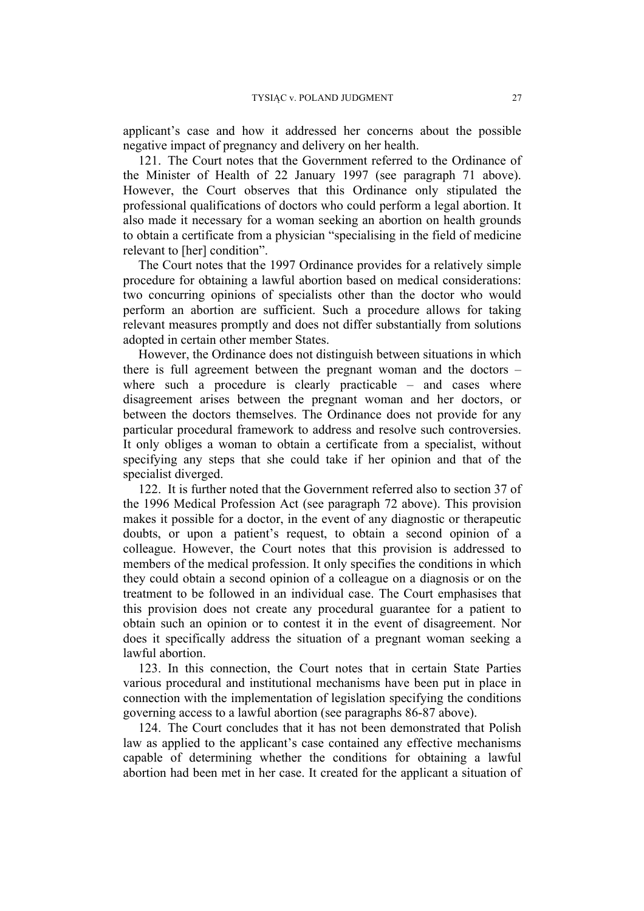applicant's case and how it addressed her concerns about the possible negative impact of pregnancy and delivery on her health.

121. The Court notes that the Government referred to the Ordinance of the Minister of Health of 22 January 1997 (see paragraph 71 above). However, the Court observes that this Ordinance only stipulated the professional qualifications of doctors who could perform a legal abortion. It also made it necessary for a woman seeking an abortion on health grounds to obtain a certificate from a physician "specialising in the field of medicine relevant to [her] condition".

The Court notes that the 1997 Ordinance provides for a relatively simple procedure for obtaining a lawful abortion based on medical considerations: two concurring opinions of specialists other than the doctor who would perform an abortion are sufficient. Such a procedure allows for taking relevant measures promptly and does not differ substantially from solutions adopted in certain other member States.

However, the Ordinance does not distinguish between situations in which there is full agreement between the pregnant woman and the doctors – where such a procedure is clearly practicable – and cases where disagreement arises between the pregnant woman and her doctors, or between the doctors themselves. The Ordinance does not provide for any particular procedural framework to address and resolve such controversies. It only obliges a woman to obtain a certificate from a specialist, without specifying any steps that she could take if her opinion and that of the specialist diverged.

122. It is further noted that the Government referred also to section 37 of the 1996 Medical Profession Act (see paragraph 72 above). This provision makes it possible for a doctor, in the event of any diagnostic or therapeutic doubts, or upon a patient's request, to obtain a second opinion of a colleague. However, the Court notes that this provision is addressed to members of the medical profession. It only specifies the conditions in which they could obtain a second opinion of a colleague on a diagnosis or on the treatment to be followed in an individual case. The Court emphasises that this provision does not create any procedural guarantee for a patient to obtain such an opinion or to contest it in the event of disagreement. Nor does it specifically address the situation of a pregnant woman seeking a lawful abortion.

123. In this connection, the Court notes that in certain State Parties various procedural and institutional mechanisms have been put in place in connection with the implementation of legislation specifying the conditions governing access to a lawful abortion (see paragraphs 86-87 above).

124. The Court concludes that it has not been demonstrated that Polish law as applied to the applicant's case contained any effective mechanisms capable of determining whether the conditions for obtaining a lawful abortion had been met in her case. It created for the applicant a situation of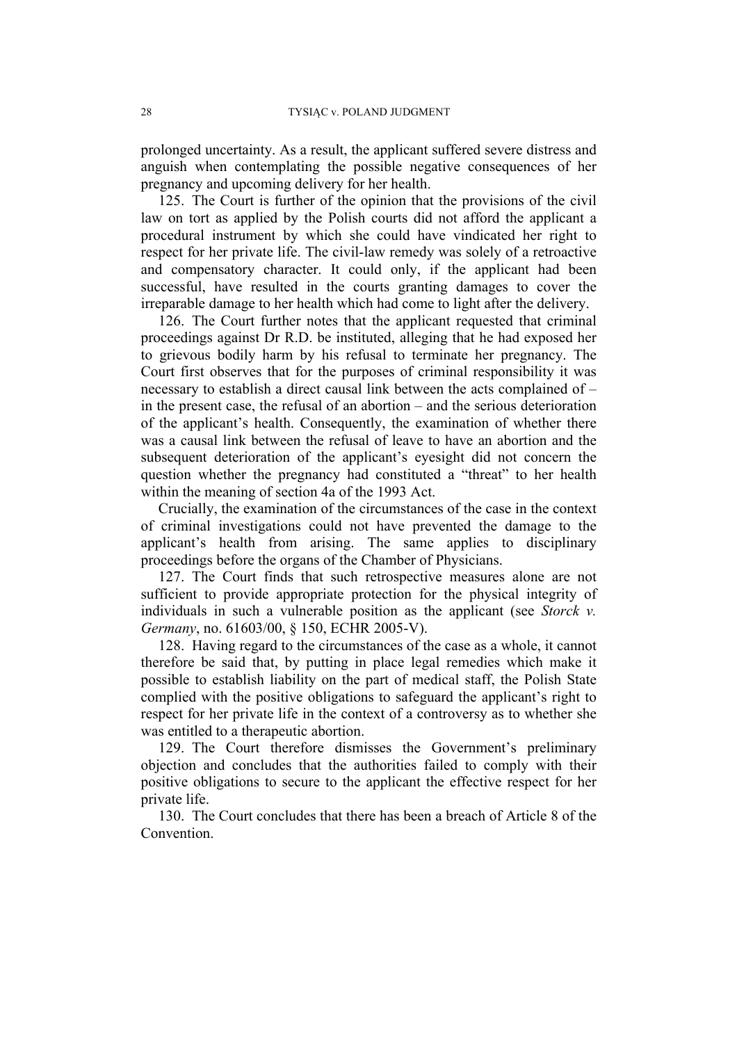prolonged uncertainty. As a result, the applicant suffered severe distress and anguish when contemplating the possible negative consequences of her pregnancy and upcoming delivery for her health.

125. The Court is further of the opinion that the provisions of the civil law on tort as applied by the Polish courts did not afford the applicant a procedural instrument by which she could have vindicated her right to respect for her private life. The civil-law remedy was solely of a retroactive and compensatory character. It could only, if the applicant had been successful, have resulted in the courts granting damages to cover the irreparable damage to her health which had come to light after the delivery.

126. The Court further notes that the applicant requested that criminal proceedings against Dr R.D. be instituted, alleging that he had exposed her to grievous bodily harm by his refusal to terminate her pregnancy. The Court first observes that for the purposes of criminal responsibility it was necessary to establish a direct causal link between the acts complained of – in the present case, the refusal of an abortion – and the serious deterioration of the applicant's health. Consequently, the examination of whether there was a causal link between the refusal of leave to have an abortion and the subsequent deterioration of the applicant's eyesight did not concern the question whether the pregnancy had constituted a "threat" to her health within the meaning of section 4a of the 1993 Act.

Crucially, the examination of the circumstances of the case in the context of criminal investigations could not have prevented the damage to the applicant's health from arising. The same applies to disciplinary proceedings before the organs of the Chamber of Physicians.

127. The Court finds that such retrospective measures alone are not sufficient to provide appropriate protection for the physical integrity of individuals in such a vulnerable position as the applicant (see *Storck v. Germany*, no. 61603/00, § 150, ECHR 2005-V).

128. Having regard to the circumstances of the case as a whole, it cannot therefore be said that, by putting in place legal remedies which make it possible to establish liability on the part of medical staff, the Polish State complied with the positive obligations to safeguard the applicant's right to respect for her private life in the context of a controversy as to whether she was entitled to a therapeutic abortion.

129. The Court therefore dismisses the Government's preliminary objection and concludes that the authorities failed to comply with their positive obligations to secure to the applicant the effective respect for her private life.

130. The Court concludes that there has been a breach of Article 8 of the Convention.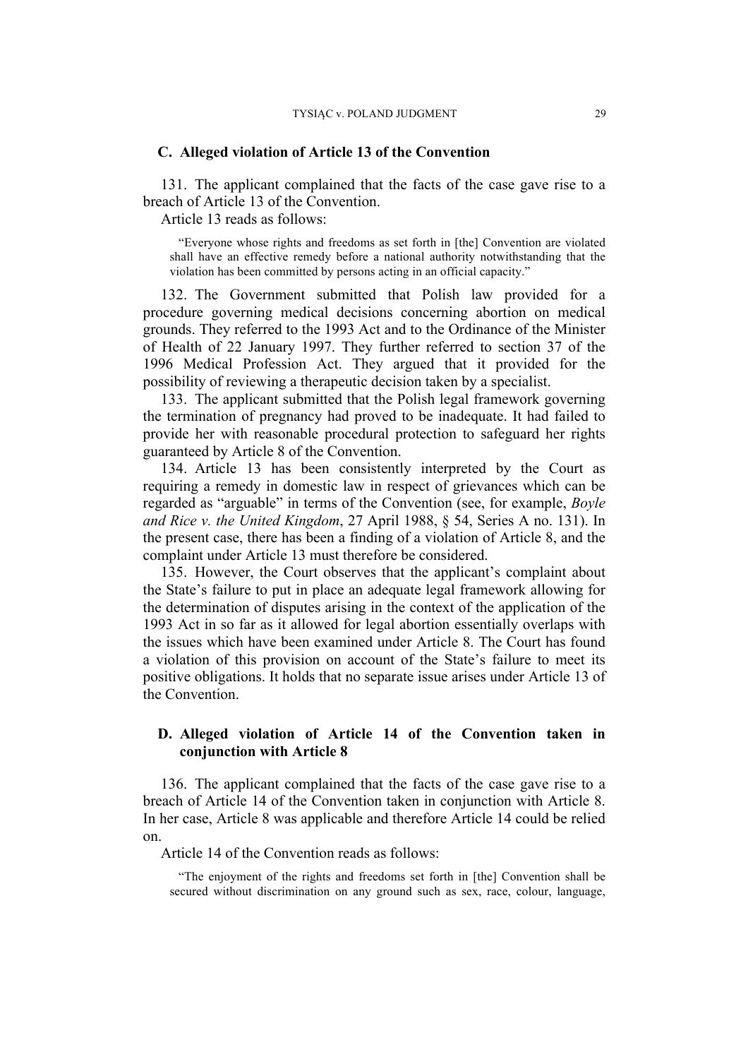## C. Alleged violation of Article 13 of the Convention

131. The applicant complained that the facts of the case gave rise to a breach of Article 13 of the Convention.

Article 13 reads as follows:

> "Everyone whose rights and freedoms as set forth in [the] Convention are violated shall have an effective remedy before a national authority notwithstanding that the violation has been committed by persons acting in an official capacity."

132. The Government submitted that Polish law provided for a procedure governing medical decisions concerning abortion on medical grounds. They referred to the 1993 Act and to the Ordinance of the Minister of Health of 22 January 1997. They further referred to section 37 of the 1996 Medical Profession Act. They argued that it provided for the possibility of reviewing a therapeutic decision taken by a specialist.

133. The applicant submitted that the Polish legal framework governing the termination of pregnancy had proved to be inadequate. It had failed to provide her with reasonable procedural protection to safeguard her rights guaranteed by Article 8 of the Convention.

134. Article 13 has been consistently interpreted by the Court as requiring a remedy in domestic law in respect of grievances which can be regarded as "arguable" in terms of the Convention (see, for example, *Boyle and Rice v. the United Kingdom*, 27 April 1988, § 54, Series A no. 131). In the present case, there has been a finding of a violation of Article 8, and the complaint under Article 13 must therefore be considered.

135. However, the Court observes that the applicant's complaint about the State's failure to put in place an adequate legal framework allowing for the determination of disputes arising in the context of the application of the 1993 Act in so far as it allowed for legal abortion essentially overlaps with the issues which have been examined under Article 8. The Court has found a violation of this provision on account of the State's failure to meet its positive obligations. It holds that no separate issue arises under Article 13 of the Convention.

## D. Alleged violation of Article 14 of the Convention taken in conjunction with Article 8

136. The applicant complained that the facts of the case gave rise to a breach of Article 14 of the Convention taken in conjunction with Article 8. In her case, Article 8 was applicable and therefore Article 14 could be relied on.

Article 14 of the Convention reads as follows:

> "The enjoyment of the rights and freedoms set forth in [the] Convention shall be secured without discrimination on any ground such as sex, race, colour, language,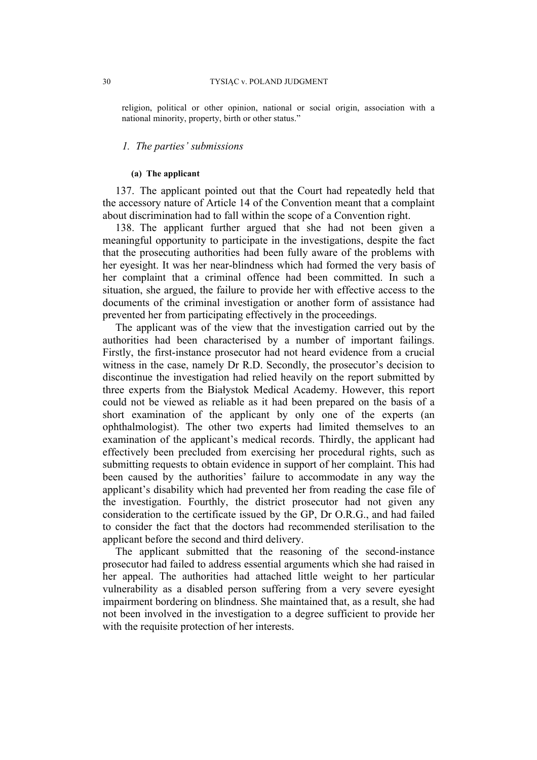religion, political or other opinion, national or social origin, association with a national minority, property, birth or other status.”

### *1. The parties' submissions*

#### (a) The applicant

137. The applicant pointed out that the Court had repeatedly held that the accessory nature of Article 14 of the Convention meant that a complaint about discrimination had to fall within the scope of a Convention right.

138. The applicant further argued that she had not been given a meaningful opportunity to participate in the investigations, despite the fact that the prosecuting authorities had been fully aware of the problems with her eyesight. It was her near-blindness which had formed the very basis of her complaint that a criminal offence had been committed. In such a situation, she argued, the failure to provide her with effective access to the documents of the criminal investigation or another form of assistance had prevented her from participating effectively in the proceedings.

The applicant was of the view that the investigation carried out by the authorities had been characterised by a number of important failings. Firstly, the first-instance prosecutor had not heard evidence from a crucial witness in the case, namely Dr R.D. Secondly, the prosecutor's decision to discontinue the investigation had relied heavily on the report submitted by three experts from the Białystok Medical Academy. However, this report could not be viewed as reliable as it had been prepared on the basis of a short examination of the applicant by only one of the experts (an ophthalmologist). The other two experts had limited themselves to an examination of the applicant's medical records. Thirdly, the applicant had effectively been precluded from exercising her procedural rights, such as submitting requests to obtain evidence in support of her complaint. This had been caused by the authorities' failure to accommodate in any way the applicant's disability which had prevented her from reading the case file of the investigation. Fourthly, the district prosecutor had not given any consideration to the certificate issued by the GP, Dr O.R.G., and had failed to consider the fact that the doctors had recommended sterilisation to the applicant before the second and third delivery.

The applicant submitted that the reasoning of the second-instance prosecutor had failed to address essential arguments which she had raised in her appeal. The authorities had attached little weight to her particular vulnerability as a disabled person suffering from a very severe eyesight impairment bordering on blindness. She maintained that, as a result, she had not been involved in the investigation to a degree sufficient to provide her with the requisite protection of her interests.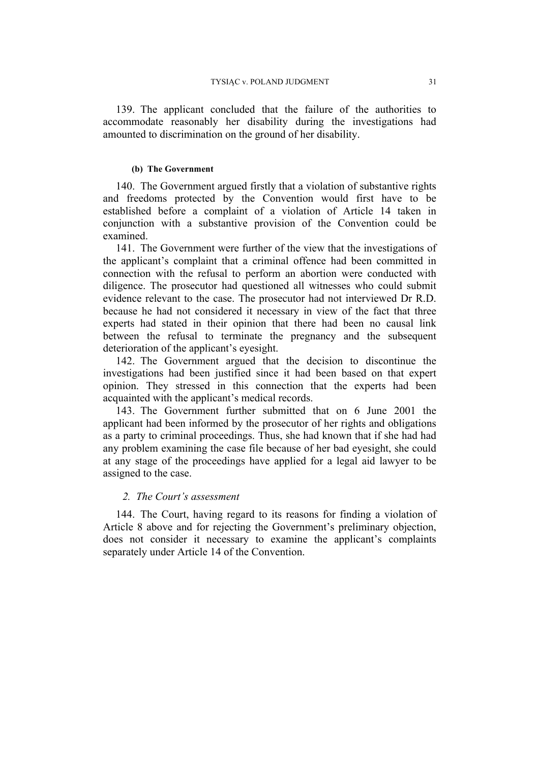139. The applicant concluded that the failure of the authorities to accommodate reasonably her disability during the investigations had amounted to discrimination on the ground of her disability.

#### (b) The Government

140. The Government argued firstly that a violation of substantive rights and freedoms protected by the Convention would first have to be established before a complaint of a violation of Article 14 taken in conjunction with a substantive provision of the Convention could be examined.

141. The Government were further of the view that the investigations of the applicant's complaint that a criminal offence had been committed in connection with the refusal to perform an abortion were conducted with diligence. The prosecutor had questioned all witnesses who could submit evidence relevant to the case. The prosecutor had not interviewed Dr R.D. because he had not considered it necessary in view of the fact that three experts had stated in their opinion that there had been no causal link between the refusal to terminate the pregnancy and the subsequent deterioration of the applicant's eyesight.

142. The Government argued that the decision to discontinue the investigations had been justified since it had been based on that expert opinion. They stressed in this connection that the experts had been acquainted with the applicant's medical records.

143. The Government further submitted that on 6 June 2001 the applicant had been informed by the prosecutor of her rights and obligations as a party to criminal proceedings. Thus, she had known that if she had had any problem examining the case file because of her bad eyesight, she could at any stage of the proceedings have applied for a legal aid lawyer to be assigned to the case.

### *2. The Court's assessment*

144. The Court, having regard to its reasons for finding a violation of Article 8 above and for rejecting the Government's preliminary objection, does not consider it necessary to examine the applicant's complaints separately under Article 14 of the Convention.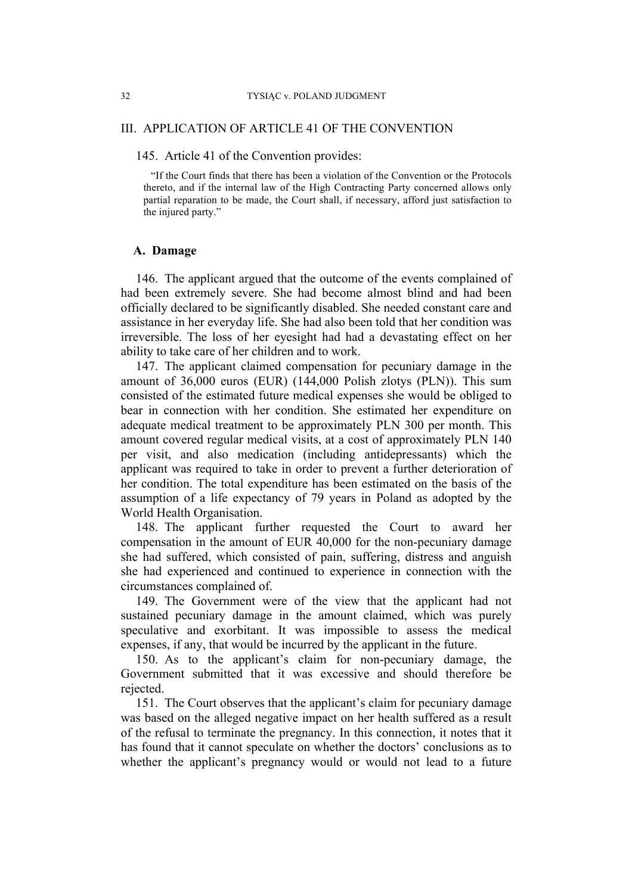## III. APPLICATION OF ARTICLE 41 OF THE CONVENTION

145. Article 41 of the Convention provides:

> "If the Court finds that there has been a violation of the Convention or the Protocols thereto, and if the internal law of the High Contracting Party concerned allows only partial reparation to be made, the Court shall, if necessary, afford just satisfaction to the injured party."

### A. Damage

146. The applicant argued that the outcome of the events complained of had been extremely severe. She had become almost blind and had been officially declared to be significantly disabled. She needed constant care and assistance in her everyday life. She had also been told that her condition was irreversible. The loss of her eyesight had had a devastating effect on her ability to take care of her children and to work.

147. The applicant claimed compensation for pecuniary damage in the amount of 36,000 euros (EUR) (144,000 Polish zlotys (PLN)). This sum consisted of the estimated future medical expenses she would be obliged to bear in connection with her condition. She estimated her expenditure on adequate medical treatment to be approximately PLN 300 per month. This amount covered regular medical visits, at a cost of approximately PLN 140 per visit, and also medication (including antidepressants) which the applicant was required to take in order to prevent a further deterioration of her condition. The total expenditure has been estimated on the basis of the assumption of a life expectancy of 79 years in Poland as adopted by the World Health Organisation.

148. The applicant further requested the Court to award her compensation in the amount of EUR 40,000 for the non-pecuniary damage she had suffered, which consisted of pain, suffering, distress and anguish she had experienced and continued to experience in connection with the circumstances complained of.

149. The Government were of the view that the applicant had not sustained pecuniary damage in the amount claimed, which was purely speculative and exorbitant. It was impossible to assess the medical expenses, if any, that would be incurred by the applicant in the future.

150. As to the applicant's claim for non-pecuniary damage, the Government submitted that it was excessive and should therefore be rejected.

151. The Court observes that the applicant's claim for pecuniary damage was based on the alleged negative impact on her health suffered as a result of the refusal to terminate the pregnancy. In this connection, it notes that it has found that it cannot speculate on whether the doctors' conclusions as to whether the applicant's pregnancy would or would not lead to a future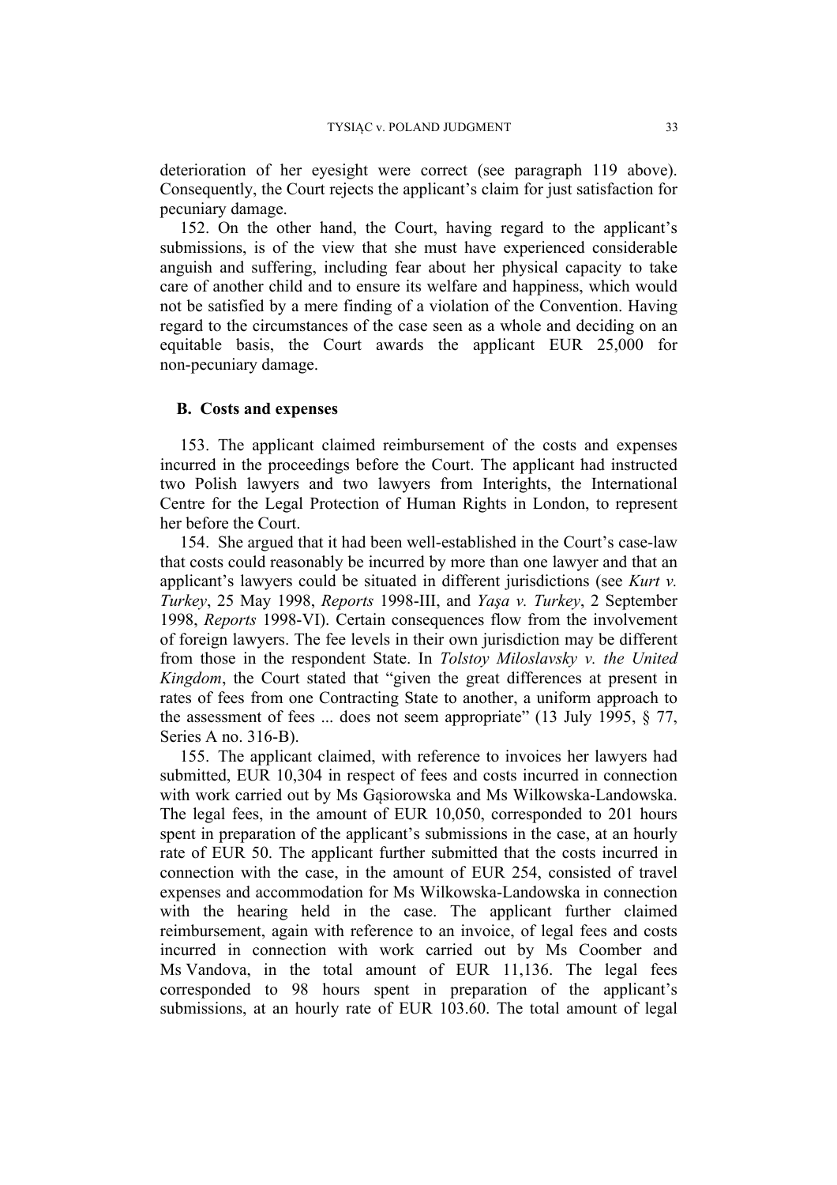deterioration of her eyesight were correct (see paragraph 119 above). Consequently, the Court rejects the applicant's claim for just satisfaction for pecuniary damage.

152. On the other hand, the Court, having regard to the applicant's submissions, is of the view that she must have experienced considerable anguish and suffering, including fear about her physical capacity to take care of another child and to ensure its welfare and happiness, which would not be satisfied by a mere finding of a violation of the Convention. Having regard to the circumstances of the case seen as a whole and deciding on an equitable basis, the Court awards the applicant EUR 25,000 for non-pecuniary damage.

### B. Costs and expenses

153. The applicant claimed reimbursement of the costs and expenses incurred in the proceedings before the Court. The applicant had instructed two Polish lawyers and two lawyers from Interights, the International Centre for the Legal Protection of Human Rights in London, to represent her before the Court.

154. She argued that it had been well-established in the Court's case-law that costs could reasonably be incurred by more than one lawyer and that an applicant's lawyers could be situated in different jurisdictions (see *Kurt v. Turkey*, 25 May 1998, *Reports* 1998-III, and *Yaşa v. Turkey*, 2 September 1998, *Reports* 1998-VI). Certain consequences flow from the involvement of foreign lawyers. The fee levels in their own jurisdiction may be different from those in the respondent State. In *Tolstoy Miloslavsky v. the United Kingdom*, the Court stated that "given the great differences at present in rates of fees from one Contracting State to another, a uniform approach to the assessment of fees ... does not seem appropriate" (13 July 1995, § 77, Series A no. 316-B).

155. The applicant claimed, with reference to invoices her lawyers had submitted, EUR 10,304 in respect of fees and costs incurred in connection with work carried out by Ms Gąsiorowska and Ms Wilkowska-Landowska. The legal fees, in the amount of EUR 10,050, corresponded to 201 hours spent in preparation of the applicant's submissions in the case, at an hourly rate of EUR 50. The applicant further submitted that the costs incurred in connection with the case, in the amount of EUR 254, consisted of travel expenses and accommodation for Ms Wilkowska-Landowska in connection with the hearing held in the case. The applicant further claimed reimbursement, again with reference to an invoice, of legal fees and costs incurred in connection with work carried out by Ms Coomber and Ms Vandova, in the total amount of EUR 11,136. The legal fees corresponded to 98 hours spent in preparation of the applicant's submissions, at an hourly rate of EUR 103.60. The total amount of legal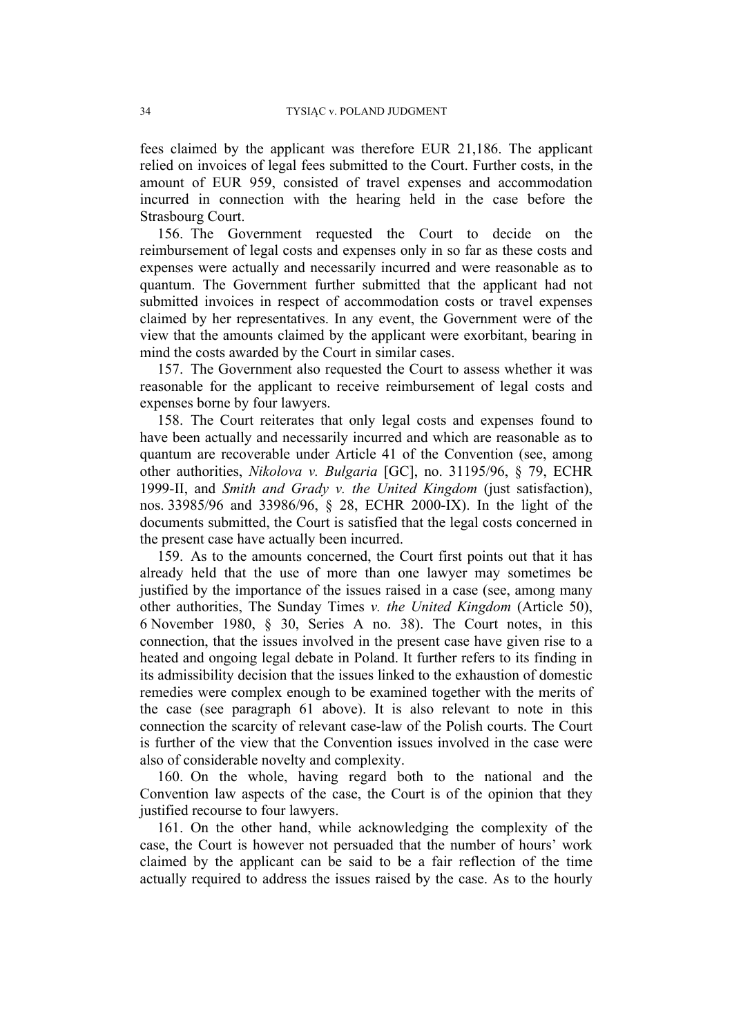fees claimed by the applicant was therefore EUR 21,186. The applicant relied on invoices of legal fees submitted to the Court. Further costs, in the amount of EUR 959, consisted of travel expenses and accommodation incurred in connection with the hearing held in the case before the Strasbourg Court.

156. The Government requested the Court to decide on the reimbursement of legal costs and expenses only in so far as these costs and expenses were actually and necessarily incurred and were reasonable as to quantum. The Government further submitted that the applicant had not submitted invoices in respect of accommodation costs or travel expenses claimed by her representatives. In any event, the Government were of the view that the amounts claimed by the applicant were exorbitant, bearing in mind the costs awarded by the Court in similar cases.

157. The Government also requested the Court to assess whether it was reasonable for the applicant to receive reimbursement of legal costs and expenses borne by four lawyers.

158. The Court reiterates that only legal costs and expenses found to have been actually and necessarily incurred and which are reasonable as to quantum are recoverable under Article 41 of the Convention (see, among other authorities, *Nikolova v. Bulgaria* [GC], no. 31195/96, § 79, ECHR 1999-II, and *Smith and Grady v. the United Kingdom* (just satisfaction), nos. 33985/96 and 33986/96, § 28, ECHR 2000-IX). In the light of the documents submitted, the Court is satisfied that the legal costs concerned in the present case have actually been incurred.

159. As to the amounts concerned, the Court first points out that it has already held that the use of more than one lawyer may sometimes be justified by the importance of the issues raised in a case (see, among many other authorities, The Sunday Times *v. the United Kingdom* (Article 50), 6 November 1980, § 30, Series A no. 38). The Court notes, in this connection, that the issues involved in the present case have given rise to a heated and ongoing legal debate in Poland. It further refers to its finding in its admissibility decision that the issues linked to the exhaustion of domestic remedies were complex enough to be examined together with the merits of the case (see paragraph 61 above). It is also relevant to note in this connection the scarcity of relevant case-law of the Polish courts. The Court is further of the view that the Convention issues involved in the case were also of considerable novelty and complexity.

160. On the whole, having regard both to the national and the Convention law aspects of the case, the Court is of the opinion that they justified recourse to four lawyers.

161. On the other hand, while acknowledging the complexity of the case, the Court is however not persuaded that the number of hours' work claimed by the applicant can be said to be a fair reflection of the time actually required to address the issues raised by the case. As to the hourly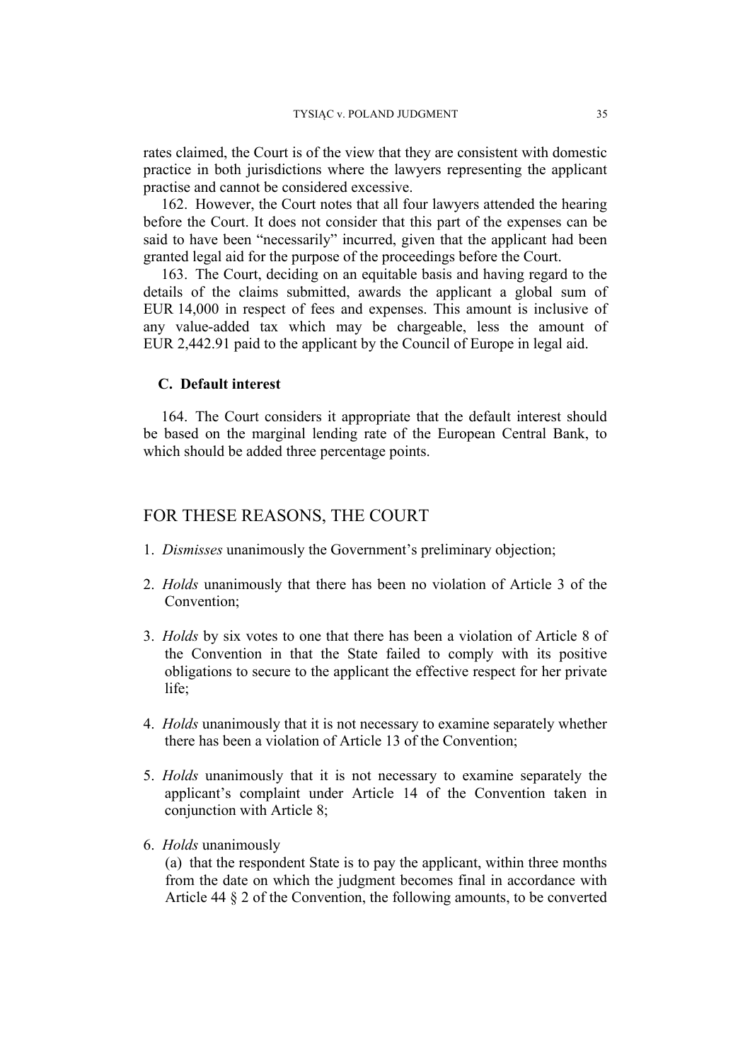rates claimed, the Court is of the view that they are consistent with domestic practice in both jurisdictions where the lawyers representing the applicant practise and cannot be considered excessive.

162. However, the Court notes that all four lawyers attended the hearing before the Court. It does not consider that this part of the expenses can be said to have been "necessarily" incurred, given that the applicant had been granted legal aid for the purpose of the proceedings before the Court.

163. The Court, deciding on an equitable basis and having regard to the details of the claims submitted, awards the applicant a global sum of EUR 14,000 in respect of fees and expenses. This amount is inclusive of any value-added tax which may be chargeable, less the amount of EUR 2,442.91 paid to the applicant by the Council of Europe in legal aid.

### C. Default interest

164. The Court considers it appropriate that the default interest should be based on the marginal lending rate of the European Central Bank, to which should be added three percentage points.

## FOR THESE REASONS, THE COURT

1. *Dismisses* unanimously the Government's preliminary objection;

2. *Holds* unanimously that there has been no violation of Article 3 of the Convention;

3. *Holds* by six votes to one that there has been a violation of Article 8 of the Convention in that the State failed to comply with its positive obligations to secure to the applicant the effective respect for her private life;

4. *Holds* unanimously that it is not necessary to examine separately whether there has been a violation of Article 13 of the Convention;

5. *Holds* unanimously that it is not necessary to examine separately the applicant's complaint under Article 14 of the Convention taken in conjunction with Article 8;

6. *Holds* unanimously
   (a) that the respondent State is to pay the applicant, within three months from the date on which the judgment becomes final in accordance with Article 44 § 2 of the Convention, the following amounts, to be converted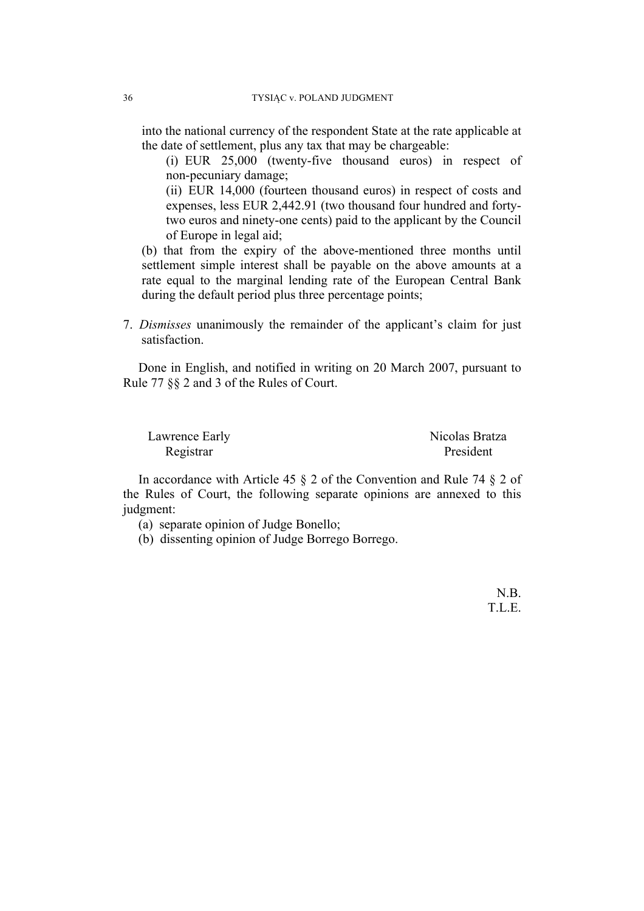into the national currency of the respondent State at the rate applicable at the date of settlement, plus any tax that may be chargeable:

(i) EUR 25,000 (twenty-five thousand euros) in respect of non-pecuniary damage;

(ii) EUR 14,000 (fourteen thousand euros) in respect of costs and expenses, less EUR 2,442.91 (two thousand four hundred and forty-two euros and ninety-one cents) paid to the applicant by the Council of Europe in legal aid;

(b) that from the expiry of the above-mentioned three months until settlement simple interest shall be payable on the above amounts at a rate equal to the marginal lending rate of the European Central Bank during the default period plus three percentage points;

7. *Dismisses* unanimously the remainder of the applicant's claim for just satisfaction.

Done in English, and notified in writing on 20 March 2007, pursuant to Rule 77 §§ 2 and 3 of the Rules of Court.

Lawrence Early
Registrar

Nicolas Bratza
President

In accordance with Article 45 § 2 of the Convention and Rule 74 § 2 of the Rules of Court, the following separate opinions are annexed to this judgment:

(a) separate opinion of Judge Bonello;

(b) dissenting opinion of Judge Borrego Borrego.

N.B.
T.L.E.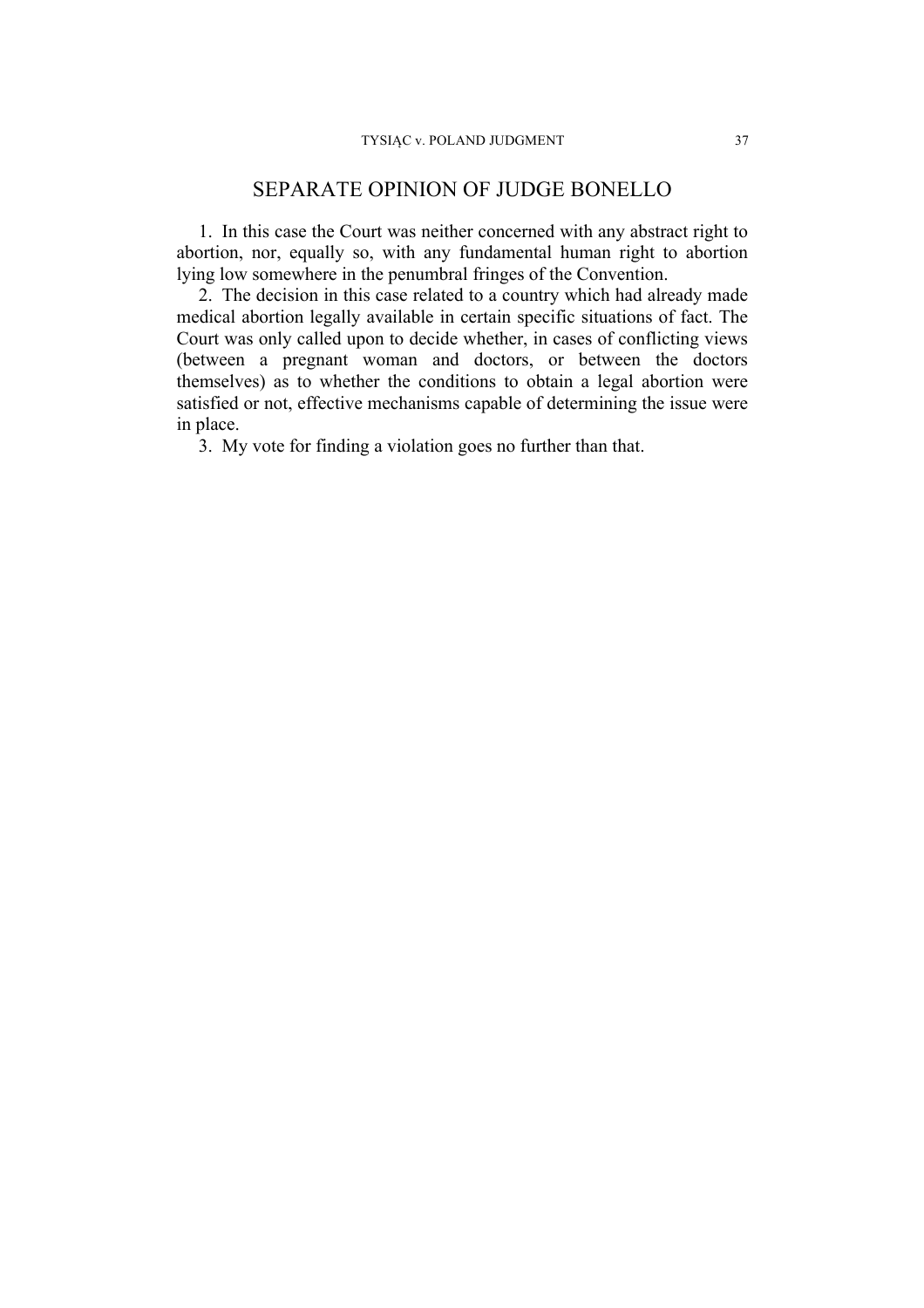## SEPARATE OPINION OF JUDGE BONELLO

1. In this case the Court was neither concerned with any abstract right to abortion, nor, equally so, with any fundamental human right to abortion lying low somewhere in the penumbral fringes of the Convention.

2. The decision in this case related to a country which had already made medical abortion legally available in certain specific situations of fact. The Court was only called upon to decide whether, in cases of conflicting views (between a pregnant woman and doctors, or between the doctors themselves) as to whether the conditions to obtain a legal abortion were satisfied or not, effective mechanisms capable of determining the issue were in place.

3. My vote for finding a violation goes no further than that.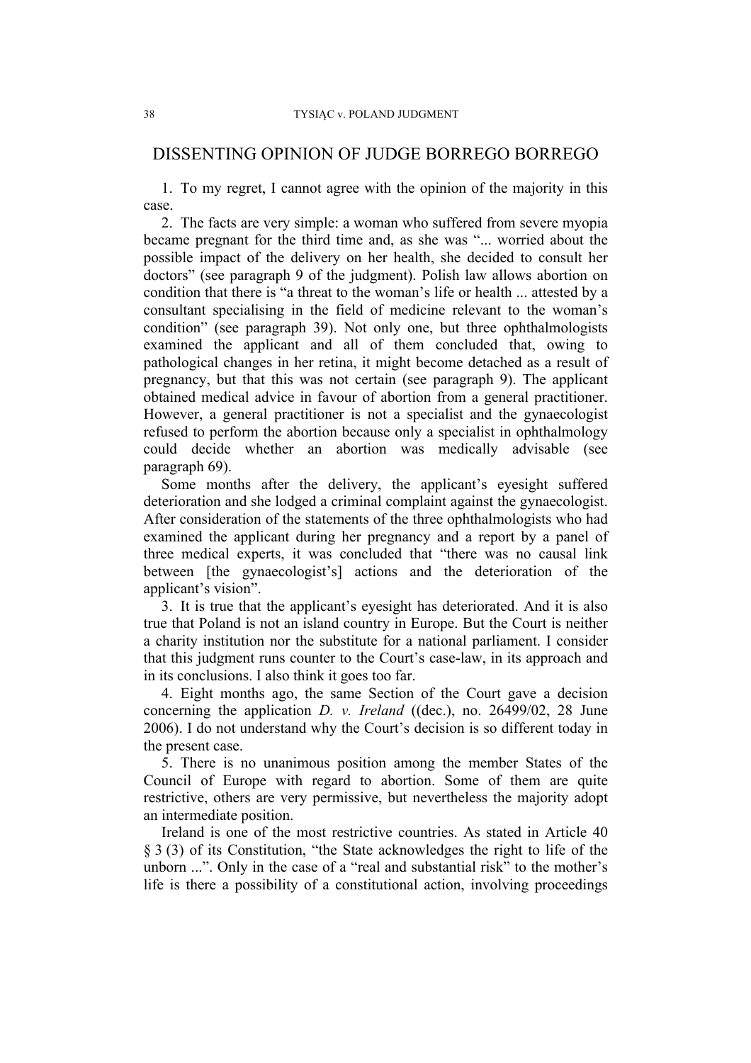## DISSENTING OPINION OF JUDGE BORREGO BORREGO

1. To my regret, I cannot agree with the opinion of the majority in this case.

2. The facts are very simple: a woman who suffered from severe myopia became pregnant for the third time and, as she was "... worried about the possible impact of the delivery on her health, she decided to consult her doctors" (see paragraph 9 of the judgment). Polish law allows abortion on condition that there is "a threat to the woman's life or health ... attested by a consultant specialising in the field of medicine relevant to the woman's condition" (see paragraph 39). Not only one, but three ophthalmologists examined the applicant and all of them concluded that, owing to pathological changes in her retina, it might become detached as a result of pregnancy, but that this was not certain (see paragraph 9). The applicant obtained medical advice in favour of abortion from a general practitioner. However, a general practitioner is not a specialist and the gynaecologist refused to perform the abortion because only a specialist in ophthalmology could decide whether an abortion was medically advisable (see paragraph 69).

Some months after the delivery, the applicant's eyesight suffered deterioration and she lodged a criminal complaint against the gynaecologist. After consideration of the statements of the three ophthalmologists who had examined the applicant during her pregnancy and a report by a panel of three medical experts, it was concluded that "there was no causal link between [the gynaecologist's] actions and the deterioration of the applicant's vision".

3. It is true that the applicant's eyesight has deteriorated. And it is also true that Poland is not an island country in Europe. But the Court is neither a charity institution nor the substitute for a national parliament. I consider that this judgment runs counter to the Court's case-law, in its approach and in its conclusions. I also think it goes too far.

4. Eight months ago, the same Section of the Court gave a decision concerning the application *D. v. Ireland* ((dec.), no. 26499/02, 28 June 2006). I do not understand why the Court's decision is so different today in the present case.

5. There is no unanimous position among the member States of the Council of Europe with regard to abortion. Some of them are quite restrictive, others are very permissive, but nevertheless the majority adopt an intermediate position.

Ireland is one of the most restrictive countries. As stated in Article 40 § 3 (3) of its Constitution, "the State acknowledges the right to life of the unborn ...". Only in the case of a "real and substantial risk" to the mother's life is there a possibility of a constitutional action, involving proceedings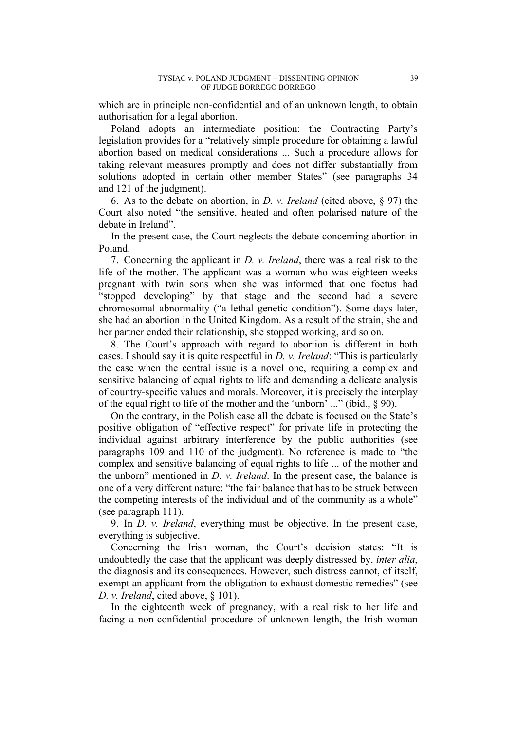which are in principle non-confidential and of an unknown length, to obtain authorisation for a legal abortion.

Poland adopts an intermediate position: the Contracting Party's legislation provides for a "relatively simple procedure for obtaining a lawful abortion based on medical considerations ... Such a procedure allows for taking relevant measures promptly and does not differ substantially from solutions adopted in certain other member States" (see paragraphs 34 and 121 of the judgment).

6. As to the debate on abortion, in *D. v. Ireland* (cited above, § 97) the Court also noted "the sensitive, heated and often polarised nature of the debate in Ireland".

In the present case, the Court neglects the debate concerning abortion in Poland.

7. Concerning the applicant in *D. v. Ireland*, there was a real risk to the life of the mother. The applicant was a woman who was eighteen weeks pregnant with twin sons when she was informed that one foetus had "stopped developing" by that stage and the second had a severe chromosomal abnormality ("a lethal genetic condition"). Some days later, she had an abortion in the United Kingdom. As a result of the strain, she and her partner ended their relationship, she stopped working, and so on.

8. The Court's approach with regard to abortion is different in both cases. I should say it is quite respectful in *D. v. Ireland*: "This is particularly the case when the central issue is a novel one, requiring a complex and sensitive balancing of equal rights to life and demanding a delicate analysis of country-specific values and morals. Moreover, it is precisely the interplay of the equal right to life of the mother and the 'unborn' ..." (ibid., § 90).

On the contrary, in the Polish case all the debate is focused on the State's positive obligation of "effective respect" for private life in protecting the individual against arbitrary interference by the public authorities (see paragraphs 109 and 110 of the judgment). No reference is made to "the complex and sensitive balancing of equal rights to life ... of the mother and the unborn" mentioned in *D. v. Ireland*. In the present case, the balance is one of a very different nature: "the fair balance that has to be struck between the competing interests of the individual and of the community as a whole" (see paragraph 111).

9. In *D. v. Ireland*, everything must be objective. In the present case, everything is subjective.

Concerning the Irish woman, the Court's decision states: "It is undoubtedly the case that the applicant was deeply distressed by, *inter alia*, the diagnosis and its consequences. However, such distress cannot, of itself, exempt an applicant from the obligation to exhaust domestic remedies" (see *D. v. Ireland*, cited above, § 101).

In the eighteenth week of pregnancy, with a real risk to her life and facing a non-confidential procedure of unknown length, the Irish woman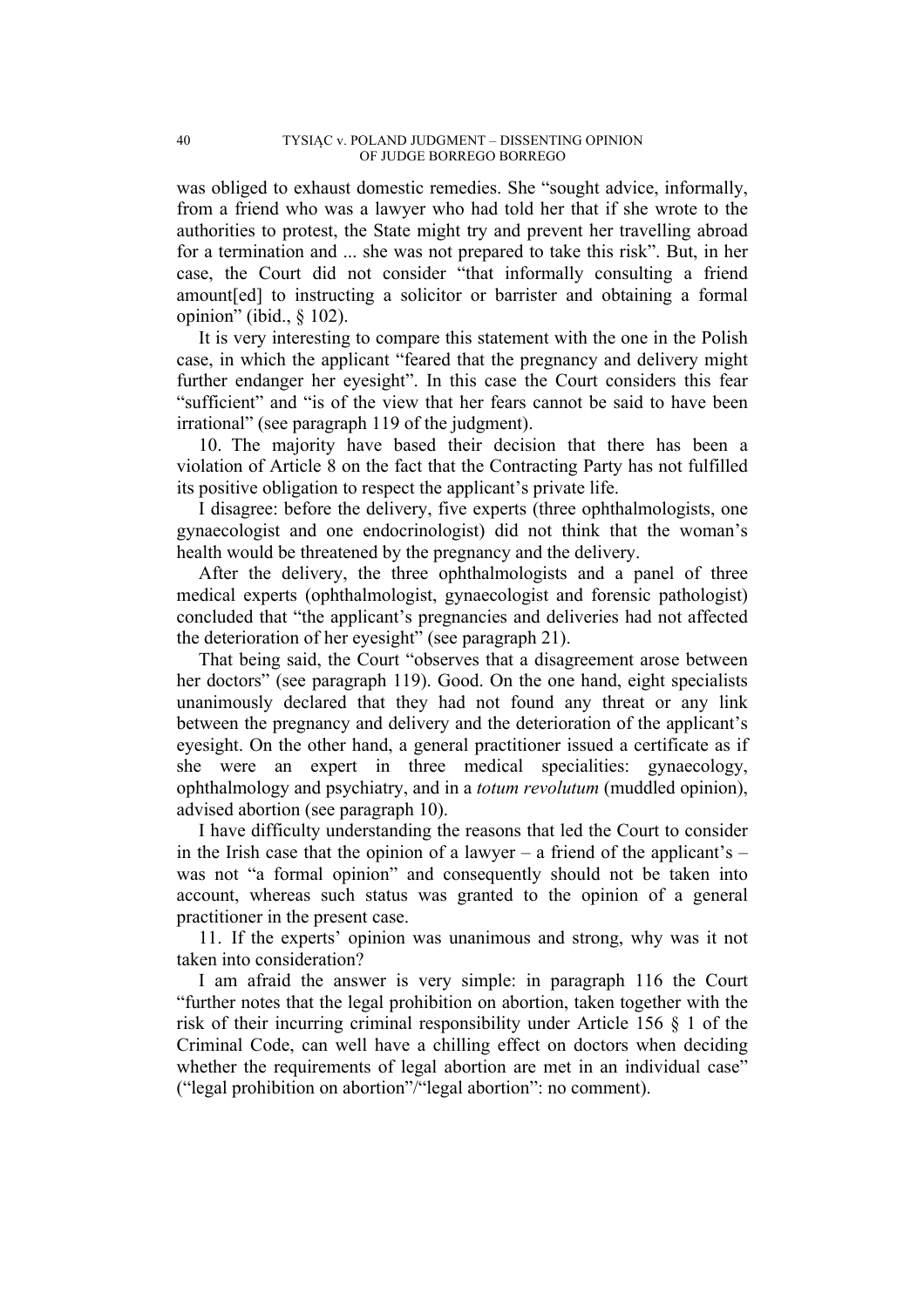was obliged to exhaust domestic remedies. She "sought advice, informally, from a friend who was a lawyer who had told her that if she wrote to the authorities to protest, the State might try and prevent her travelling abroad for a termination and ... she was not prepared to take this risk". But, in her case, the Court did not consider "that informally consulting a friend amount[ed] to instructing a solicitor or barrister and obtaining a formal opinion" (ibid., § 102).

It is very interesting to compare this statement with the one in the Polish case, in which the applicant "feared that the pregnancy and delivery might further endanger her eyesight". In this case the Court considers this fear "sufficient" and "is of the view that her fears cannot be said to have been irrational" (see paragraph 119 of the judgment).

10. The majority have based their decision that there has been a violation of Article 8 on the fact that the Contracting Party has not fulfilled its positive obligation to respect the applicant's private life.

I disagree: before the delivery, five experts (three ophthalmologists, one gynaecologist and one endocrinologist) did not think that the woman's health would be threatened by the pregnancy and the delivery.

After the delivery, the three ophthalmologists and a panel of three medical experts (ophthalmologist, gynaecologist and forensic pathologist) concluded that "the applicant's pregnancies and deliveries had not affected the deterioration of her eyesight" (see paragraph 21).

That being said, the Court "observes that a disagreement arose between her doctors" (see paragraph 119). Good. On the one hand, eight specialists unanimously declared that they had not found any threat or any link between the pregnancy and delivery and the deterioration of the applicant's eyesight. On the other hand, a general practitioner issued a certificate as if she were an expert in three medical specialities: gynaecology, ophthalmology and psychiatry, and in a *totum revolutum* (muddled opinion), advised abortion (see paragraph 10).

I have difficulty understanding the reasons that led the Court to consider in the Irish case that the opinion of a lawyer – a friend of the applicant's – was not "a formal opinion" and consequently should not be taken into account, whereas such status was granted to the opinion of a general practitioner in the present case.

11. If the experts' opinion was unanimous and strong, why was it not taken into consideration?

I am afraid the answer is very simple: in paragraph 116 the Court "further notes that the legal prohibition on abortion, taken together with the risk of their incurring criminal responsibility under Article 156 § 1 of the Criminal Code, can well have a chilling effect on doctors when deciding whether the requirements of legal abortion are met in an individual case" ("legal prohibition on abortion"/"legal abortion": no comment).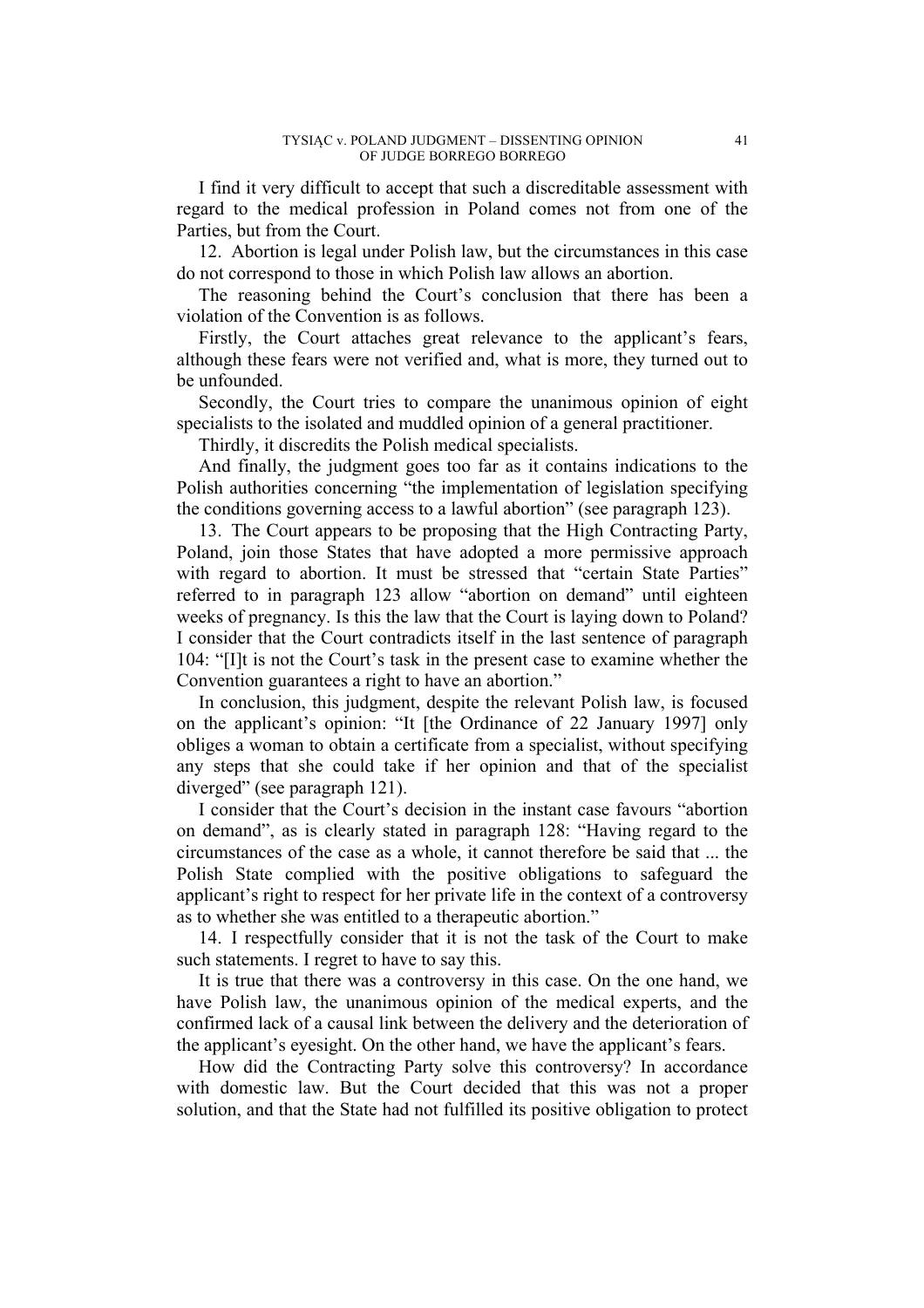I find it very difficult to accept that such a discreditable assessment with regard to the medical profession in Poland comes not from one of the Parties, but from the Court.

12. Abortion is legal under Polish law, but the circumstances in this case do not correspond to those in which Polish law allows an abortion.

The reasoning behind the Court's conclusion that there has been a violation of the Convention is as follows.

Firstly, the Court attaches great relevance to the applicant's fears, although these fears were not verified and, what is more, they turned out to be unfounded.

Secondly, the Court tries to compare the unanimous opinion of eight specialists to the isolated and muddled opinion of a general practitioner.

Thirdly, it discredits the Polish medical specialists.

And finally, the judgment goes too far as it contains indications to the Polish authorities concerning "the implementation of legislation specifying the conditions governing access to a lawful abortion" (see paragraph 123).

13. The Court appears to be proposing that the High Contracting Party, Poland, join those States that have adopted a more permissive approach with regard to abortion. It must be stressed that "certain State Parties" referred to in paragraph 123 allow "abortion on demand" until eighteen weeks of pregnancy. Is this the law that the Court is laying down to Poland? I consider that the Court contradicts itself in the last sentence of paragraph 104: "[I]t is not the Court's task in the present case to examine whether the Convention guarantees a right to have an abortion."

In conclusion, this judgment, despite the relevant Polish law, is focused on the applicant's opinion: "It [the Ordinance of 22 January 1997] only obliges a woman to obtain a certificate from a specialist, without specifying any steps that she could take if her opinion and that of the specialist diverged" (see paragraph 121).

I consider that the Court's decision in the instant case favours "abortion on demand", as is clearly stated in paragraph 128: "Having regard to the circumstances of the case as a whole, it cannot therefore be said that ... the Polish State complied with the positive obligations to safeguard the applicant's right to respect for her private life in the context of a controversy as to whether she was entitled to a therapeutic abortion."

14. I respectfully consider that it is not the task of the Court to make such statements. I regret to have to say this.

It is true that there was a controversy in this case. On the one hand, we have Polish law, the unanimous opinion of the medical experts, and the confirmed lack of a causal link between the delivery and the deterioration of the applicant's eyesight. On the other hand, we have the applicant's fears.

How did the Contracting Party solve this controversy? In accordance with domestic law. But the Court decided that this was not a proper solution, and that the State had not fulfilled its positive obligation to protect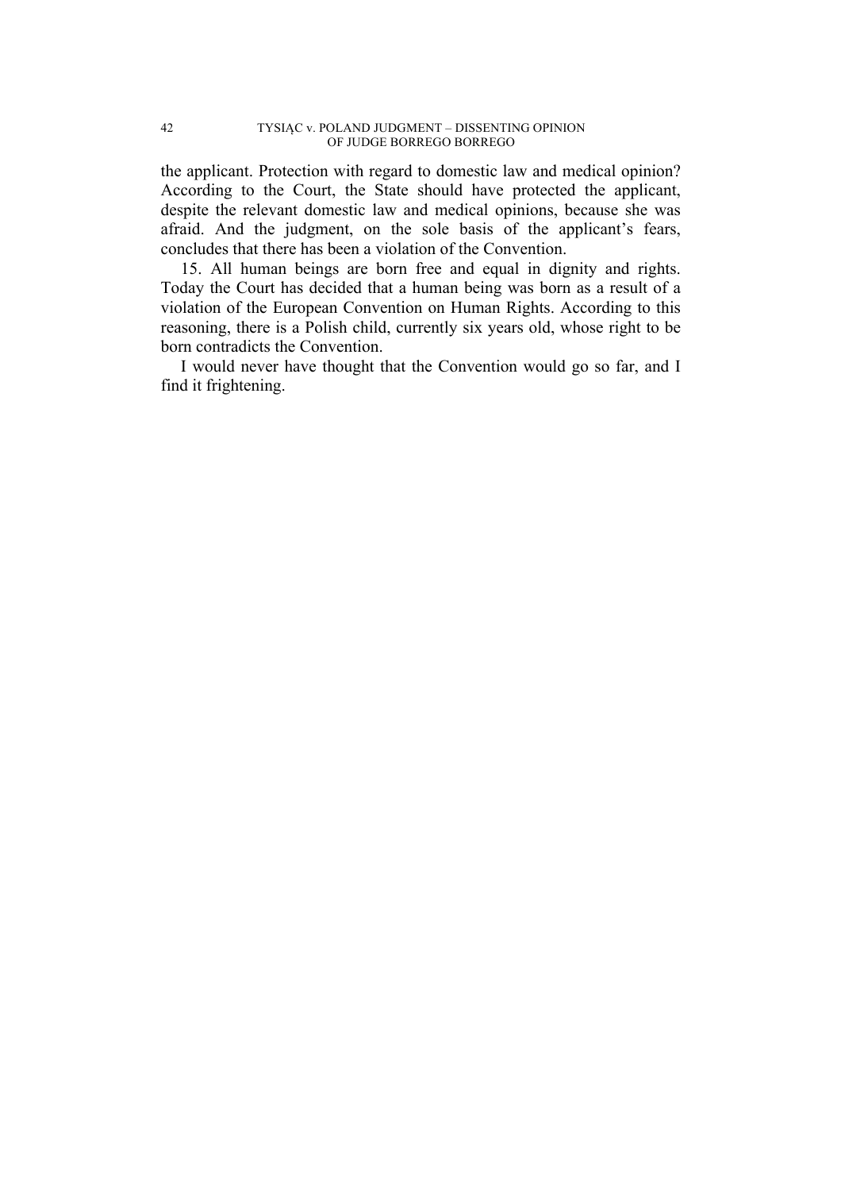the applicant. Protection with regard to domestic law and medical opinion? According to the Court, the State should have protected the applicant, despite the relevant domestic law and medical opinions, because she was afraid. And the judgment, on the sole basis of the applicant's fears, concludes that there has been a violation of the Convention.

15. All human beings are born free and equal in dignity and rights. Today the Court has decided that a human being was born as a result of a violation of the European Convention on Human Rights. According to this reasoning, there is a Polish child, currently six years old, whose right to be born contradicts the Convention.

I would never have thought that the Convention would go so far, and I find it frightening.